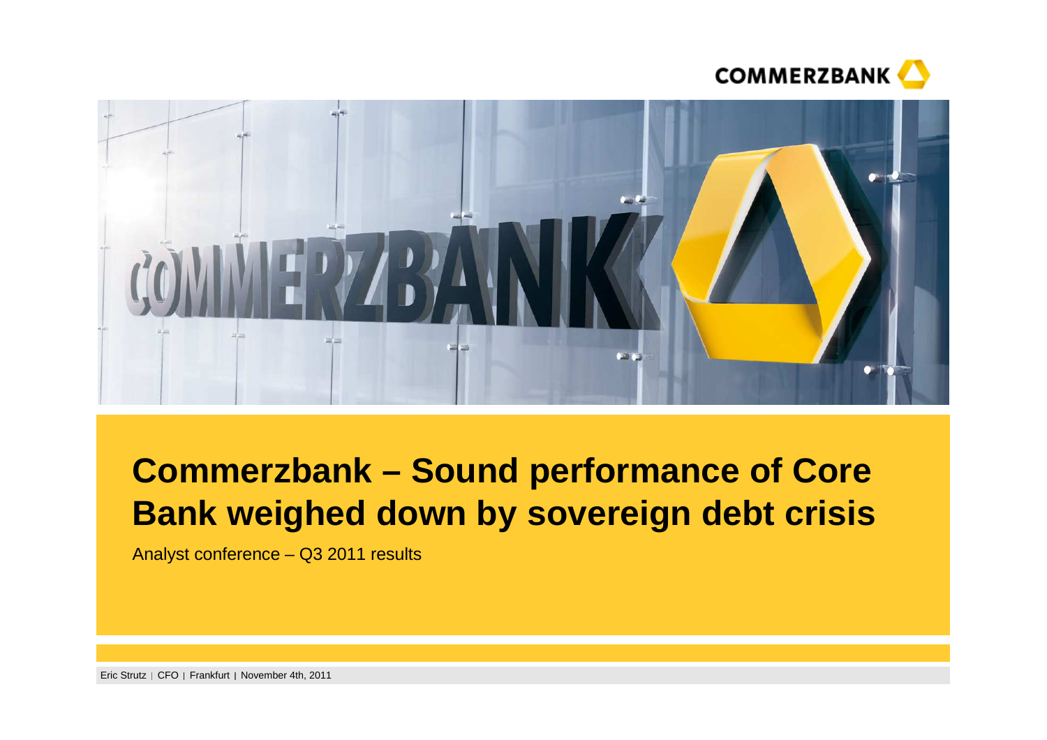# Commerzbank – Sound performance of Core Bank weighed down by sovereign debt crisis

Analyst conference – Q3 2011 results

Eric Strutz | CFO | Frankfurt | November 4th, 2011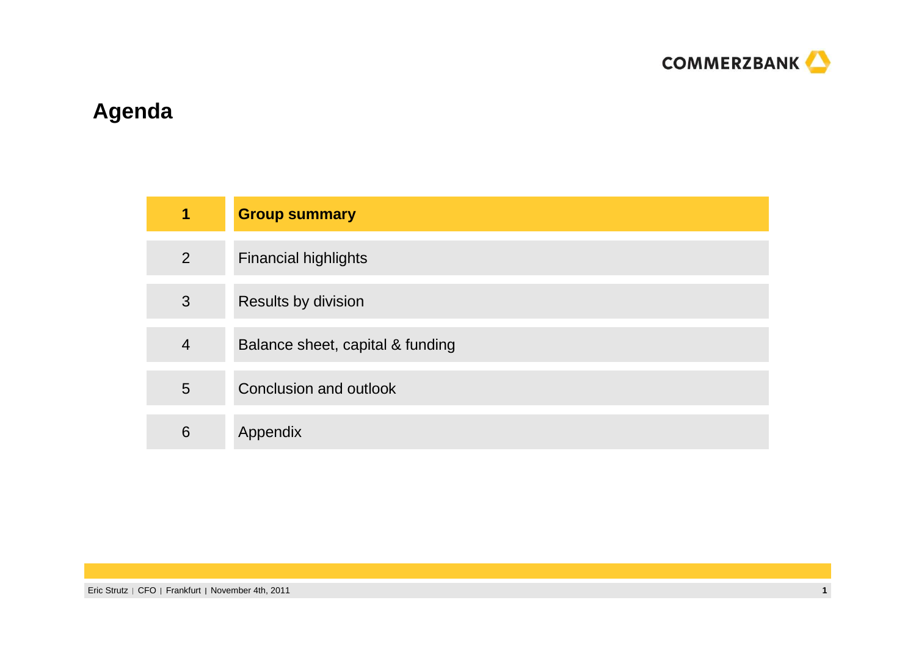# Agenda

| | |
|---|---|
| **1** | **Group summary** |
| 2 | Financial highlights |
| 3 | Results by division |
| 4 | Balance sheet, capital & funding |
| 5 | Conclusion and outlook |
| 6 | Appendix |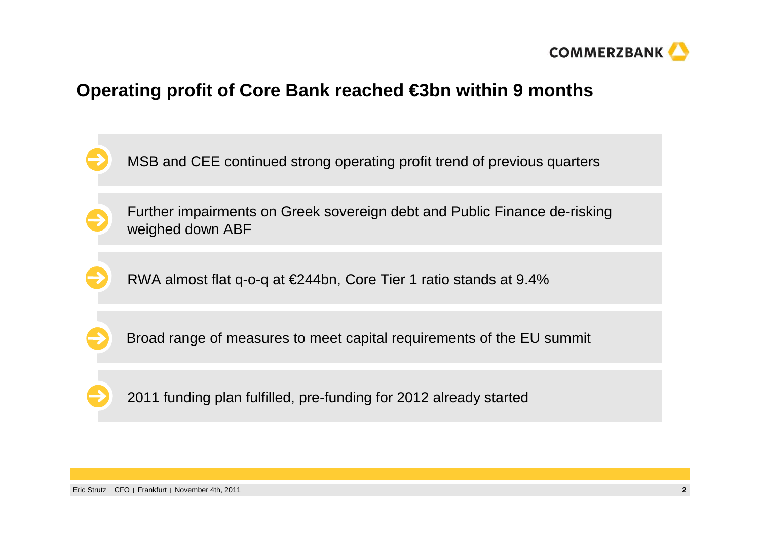# Operating profit of Core Bank reached €3bn within 9 months

- MSB and CEE continued strong operating profit trend of previous quarters
- Further impairments on Greek sovereign debt and Public Finance de-risking weighed down ABF
- RWA almost flat q-o-q at €244bn, Core Tier 1 ratio stands at 9.4%
- Broad range of measures to meet capital requirements of the EU summit
- 2011 funding plan fulfilled, pre-funding for 2012 already started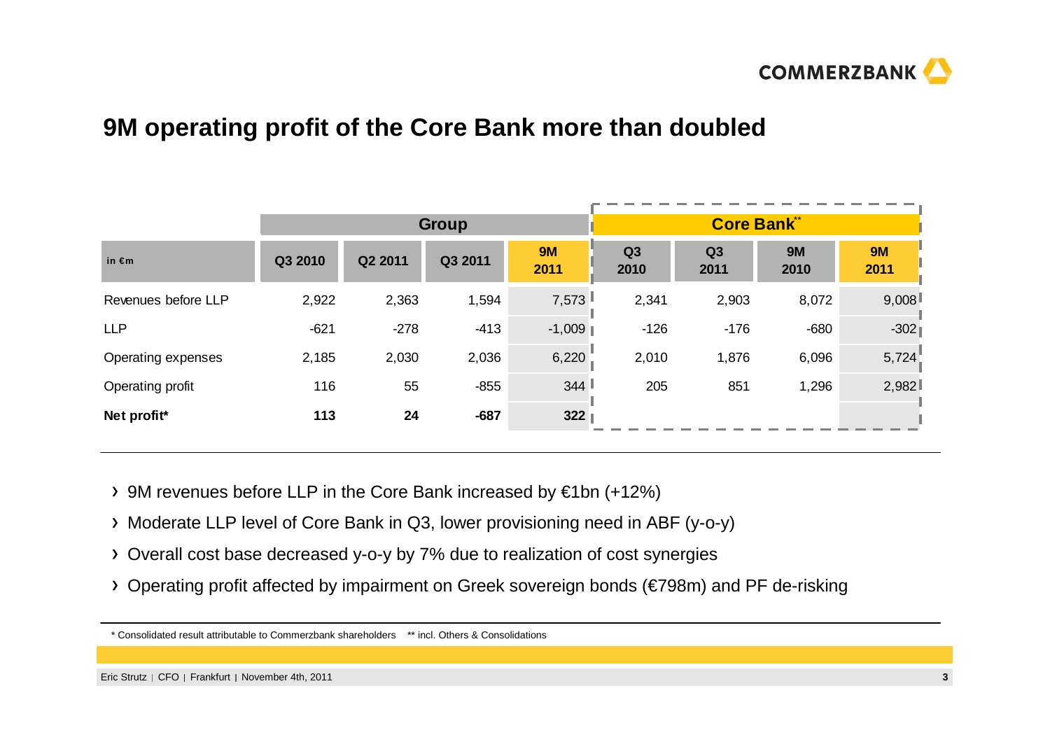# 9M operating profit of the Core Bank more than doubled

| in €m | Group | | | | Core Bank** | | | |
|---|---|---|---|---|---|---|---|---|
| | Q3 2010 | Q2 2011 | Q3 2011 | 9M 2011 | Q3 2010 | Q3 2011 | 9M 2010 | 9M 2011 |
| Revenues before LLP | 2,922 | 2,363 | 1,594 | 7,573 | 2,341 | 2,903 | 8,072 | 9,008 |
| LLP | -621 | -278 | -413 | -1,009 | -126 | -176 | -680 | -302 |
| Operating expenses | 2,185 | 2,030 | 2,036 | 6,220 | 2,010 | 1,876 | 6,096 | 5,724 |
| Operating profit | 116 | 55 | -855 | 344 | 205 | 851 | 1,296 | 2,982 |
| **Net profit*** | **113** | **24** | **-687** | **322** | | | | |

- 9M revenues before LLP in the Core Bank increased by €1bn (+12%)
- Moderate LLP level of Core Bank in Q3, lower provisioning need in ABF (y-o-y)
- Overall cost base decreased y-o-y by 7% due to realization of cost synergies
- Operating profit affected by impairment on Greek sovereign bonds (€798m) and PF de-risking

\* Consolidated result attributable to Commerzbank shareholders   ** incl. Others & Consolidations

Eric Strutz | CFO | Frankfurt | November 4th, 2011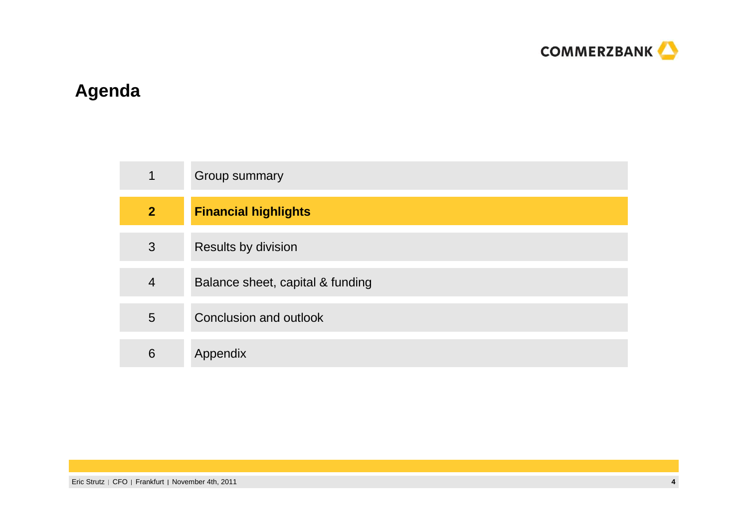# Agenda

| | |
|---|---|
| 1 | Group summary |
| **2** | **Financial highlights** |
| 3 | Results by division |
| 4 | Balance sheet, capital & funding |
| 5 | Conclusion and outlook |
| 6 | Appendix |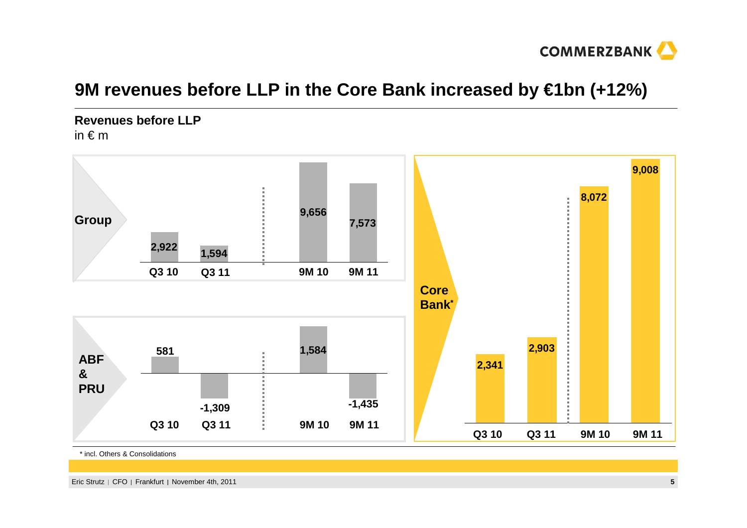# 9M revenues before LLP in the Core Bank increased by €1bn (+12%)

**Revenues before LLP**
in € m

| | Q3 10 | Q3 11 | 9M 10 | 9M 11 |
|---|---|---|---|---|
| Group | 2,922 | 1,594 | 9,656 | 7,573 |
| ABF & PRU | 581 | -1,309 | 1,584 | -1,435 |
| Core Bank* | 2,341 | 2,903 | 8,072 | 9,008 |

\* incl. Others & Consolidations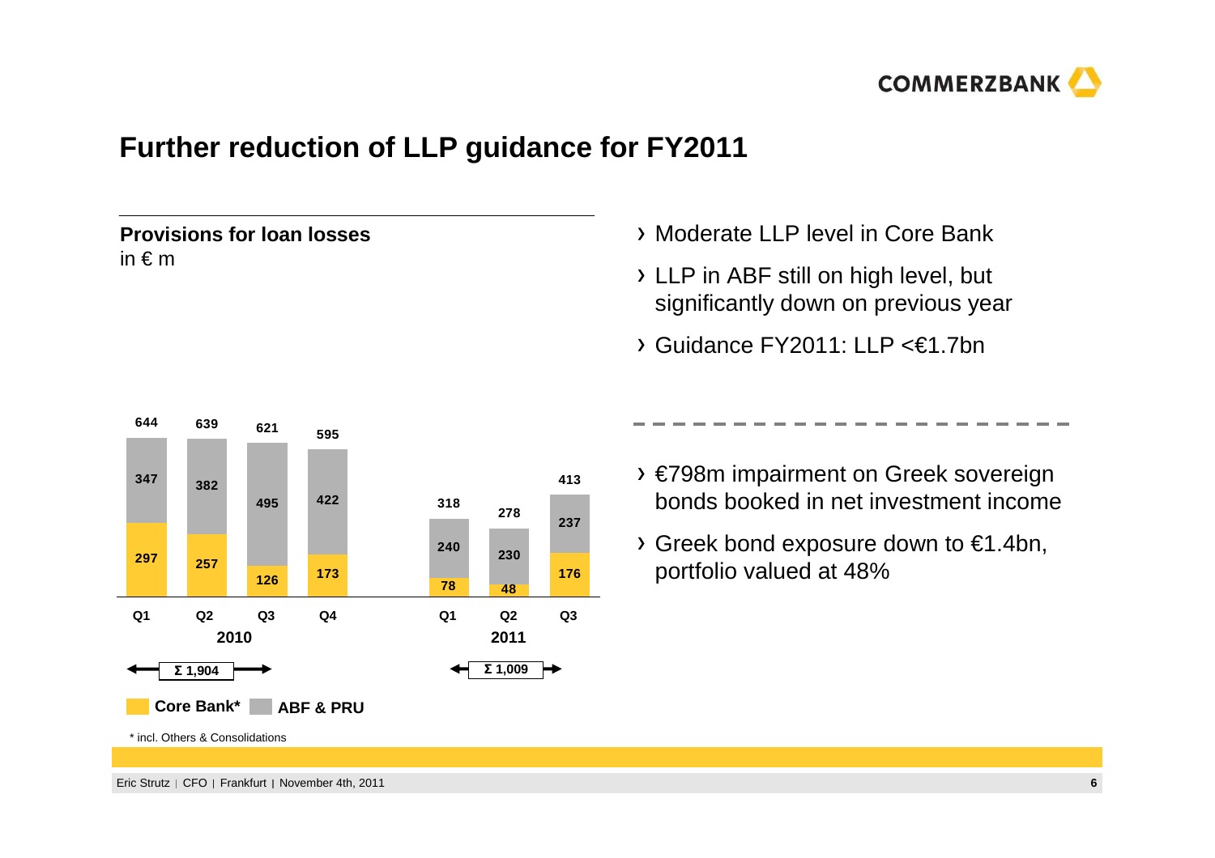# Further reduction of LLP guidance for FY2011

**Provisions for loan losses**
in € m

| | Q1 2010 | Q2 2010 | Q3 2010 | Q4 2010 | Q1 2011 | Q2 2011 | Q3 2011 |
|---|---|---|---|---|---|---|---|
| Total | 644 | 639 | 621 | 595 | 318 | 278 | 413 |
| ABF & PRU | 347 | 382 | 495 | 422 | 240 | 230 | 237 |
| Core Bank* | 297 | 257 | 126 | 173 | 78 | 48 | 176 |

2010: Σ 1,904
2011: Σ 1,009

\* incl. Others & Consolidations

- Moderate LLP level in Core Bank
- LLP in ABF still on high level, but significantly down on previous year
- Guidance FY2011: LLP <€1.7bn

---

- €798m impairment on Greek sovereign bonds booked in net investment income
- Greek bond exposure down to €1.4bn, portfolio valued at 48%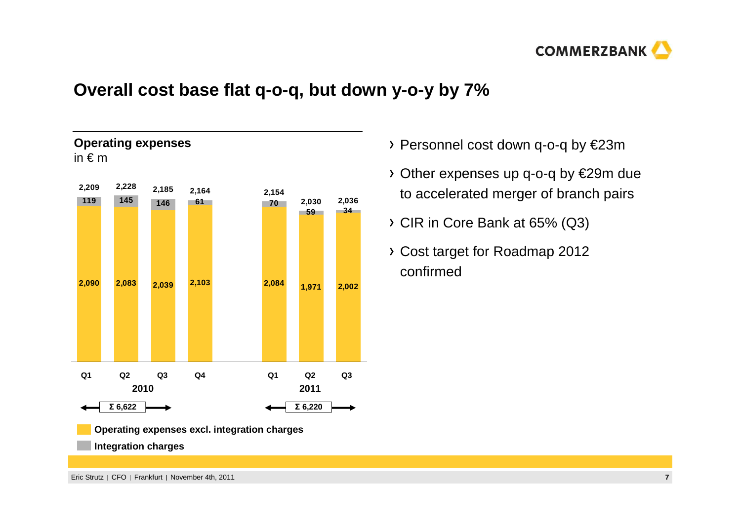# Overall cost base flat q-o-q, but down y-o-y by 7%

**Operating expenses**
in € m

| | 2010 Q1 | 2010 Q2 | 2010 Q3 | 2010 Q4 | 2011 Q1 | 2011 Q2 | 2011 Q3 |
|---|---|---|---|---|---|---|---|
| Total | 2,209 | 2,228 | 2,185 | 2,164 | 2,154 | 2,030 | 2,036 |
| Integration charges | 119 | 145 | 146 | 61 | 70 | 59 | 34 |
| Operating expenses excl. integration charges | 2,090 | 2,083 | 2,039 | 2,103 | 2,084 | 1,971 | 2,002 |

Σ 6,622 (2010 Q1–Q3)

Σ 6,220 (2011 Q1–Q3)

- Personnel cost down q-o-q by €23m
- Other expenses up q-o-q by €29m due to accelerated merger of branch pairs
- CIR in Core Bank at 65% (Q3)
- Cost target for Roadmap 2012 confirmed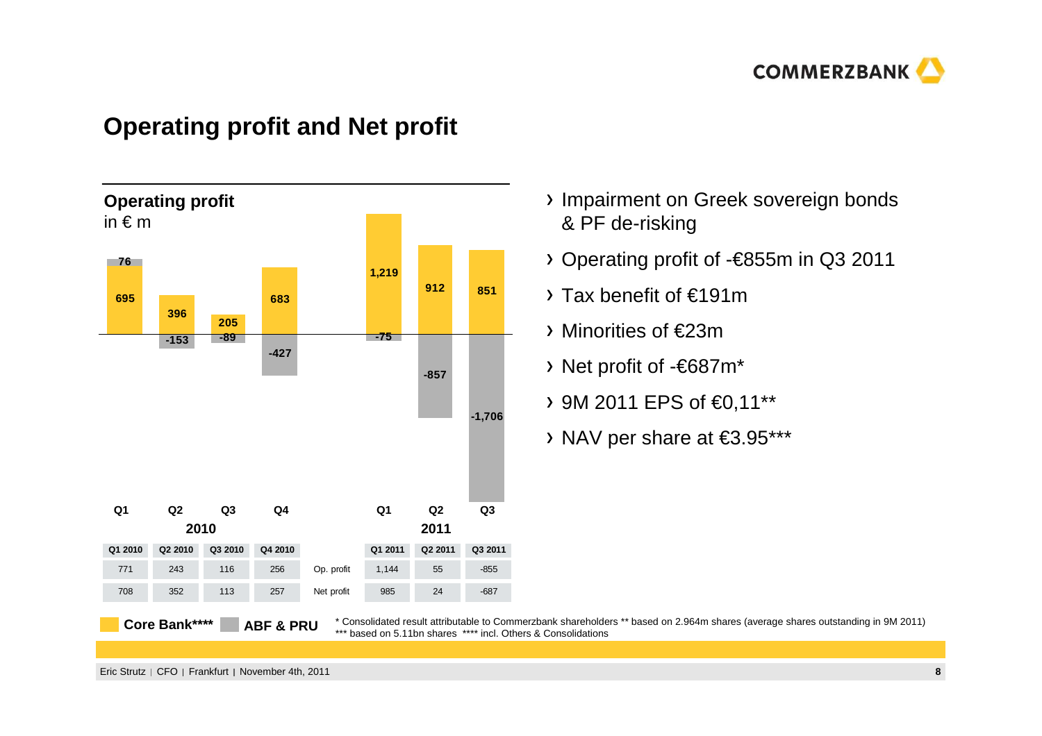# Operating profit and Net profit

**Operating profit**
in € m

| | Q1 2010 | Q2 2010 | Q3 2010 | Q4 2010 | Q1 2011 | Q2 2011 | Q3 2011 |
|---|---|---|---|---|---|---|---|
| Core Bank**** | 695 | 396 | 205 | 683 | 1,219 | 912 | 851 |
| ABF & PRU | 76 | -153 | -89 | -427 | -75 | -857 | -1,706 |
| Op. profit | 771 | 243 | 116 | 256 | 1,144 | 55 | -855 |
| Net profit | 708 | 352 | 113 | 257 | 985 | 24 | -687 |

- Impairment on Greek sovereign bonds & PF de-risking
- Operating profit of -€855m in Q3 2011
- Tax benefit of €191m
- Minorities of €23m
- Net profit of -€687m*
- 9M 2011 EPS of €0,11**
- NAV per share at €3.95***

\* Consolidated result attributable to Commerzbank shareholders ** based on 2.964m shares (average shares outstanding in 9M 2011) *** based on 5.11bn shares **** incl. Others & Consolidations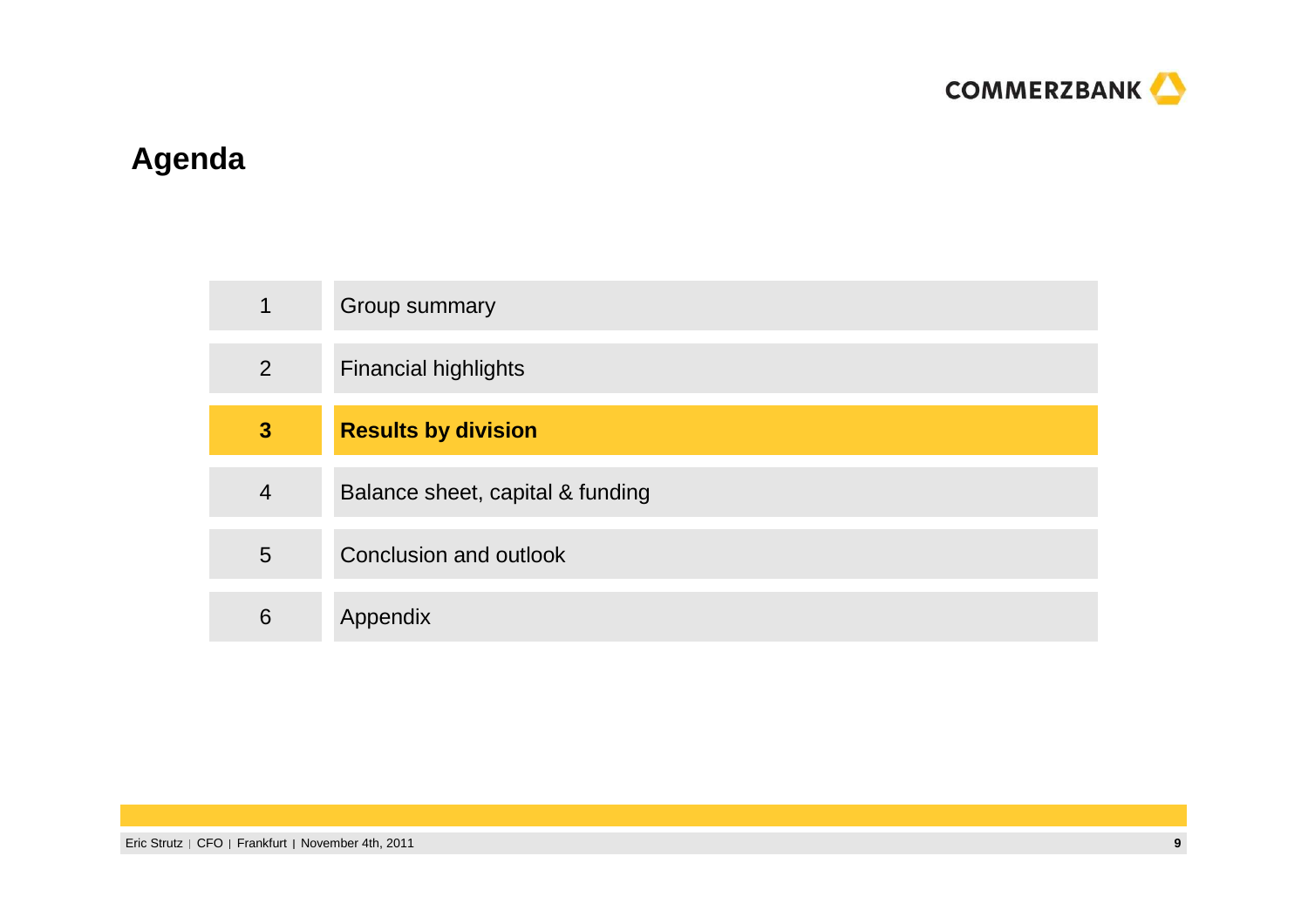# Agenda

| | |
|---|---|
| 1 | Group summary |
| 2 | Financial highlights |
| **3** | **Results by division** |
| 4 | Balance sheet, capital & funding |
| 5 | Conclusion and outlook |
| 6 | Appendix |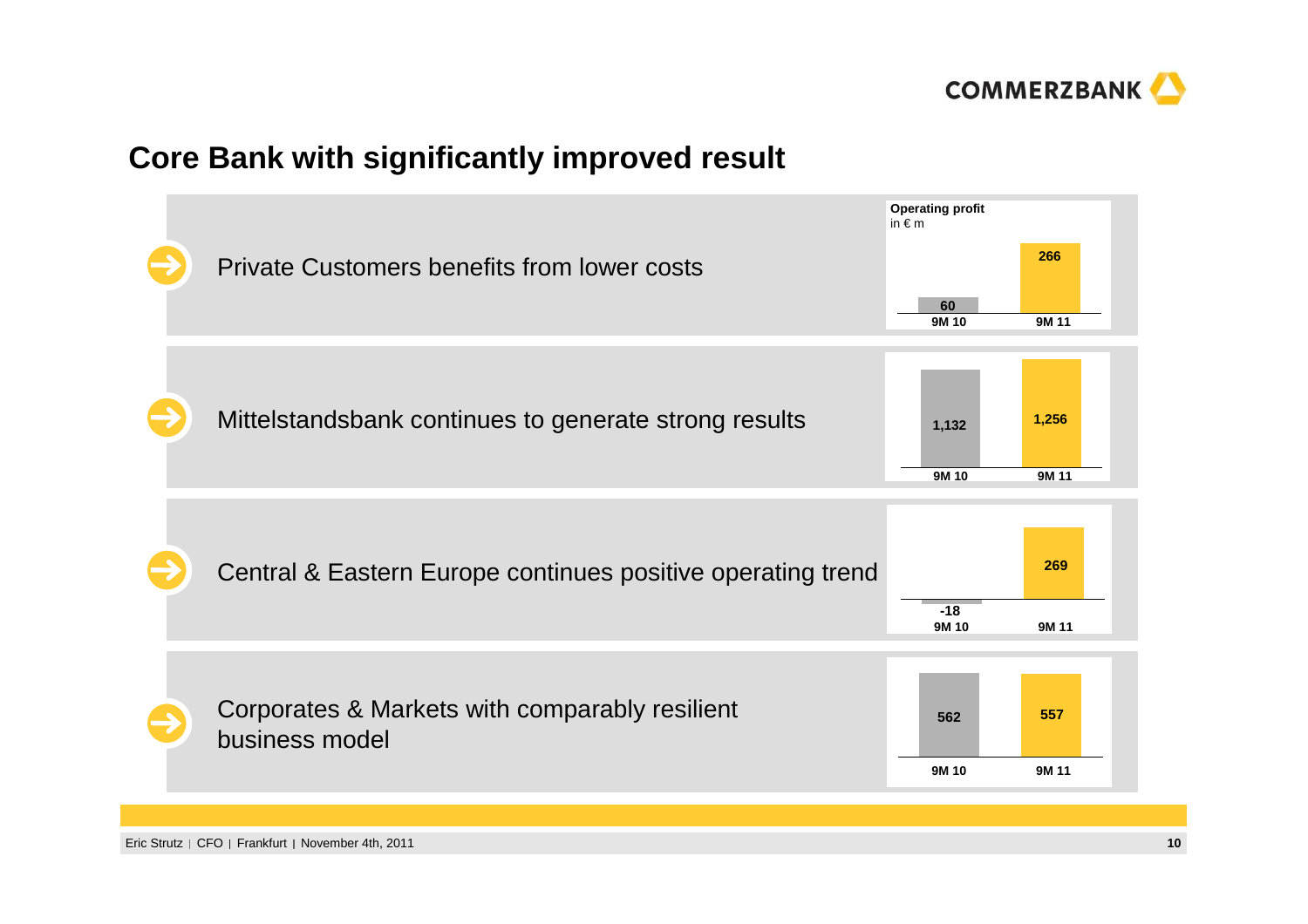# Core Bank with significantly improved result

- Private Customers benefits from lower costs
- Mittelstandsbank continues to generate strong results
- Central & Eastern Europe continues positive operating trend
- Corporates & Markets with comparably resilient business model

**Operating profit**
in € m

| Segment | 9M 10 | 9M 11 |
| --- | --- | --- |
| Private Customers | 60 | 266 |
| Mittelstandsbank | 1,132 | 1,256 |
| Central & Eastern Europe | -18 | 269 |
| Corporates & Markets | 562 | 557 |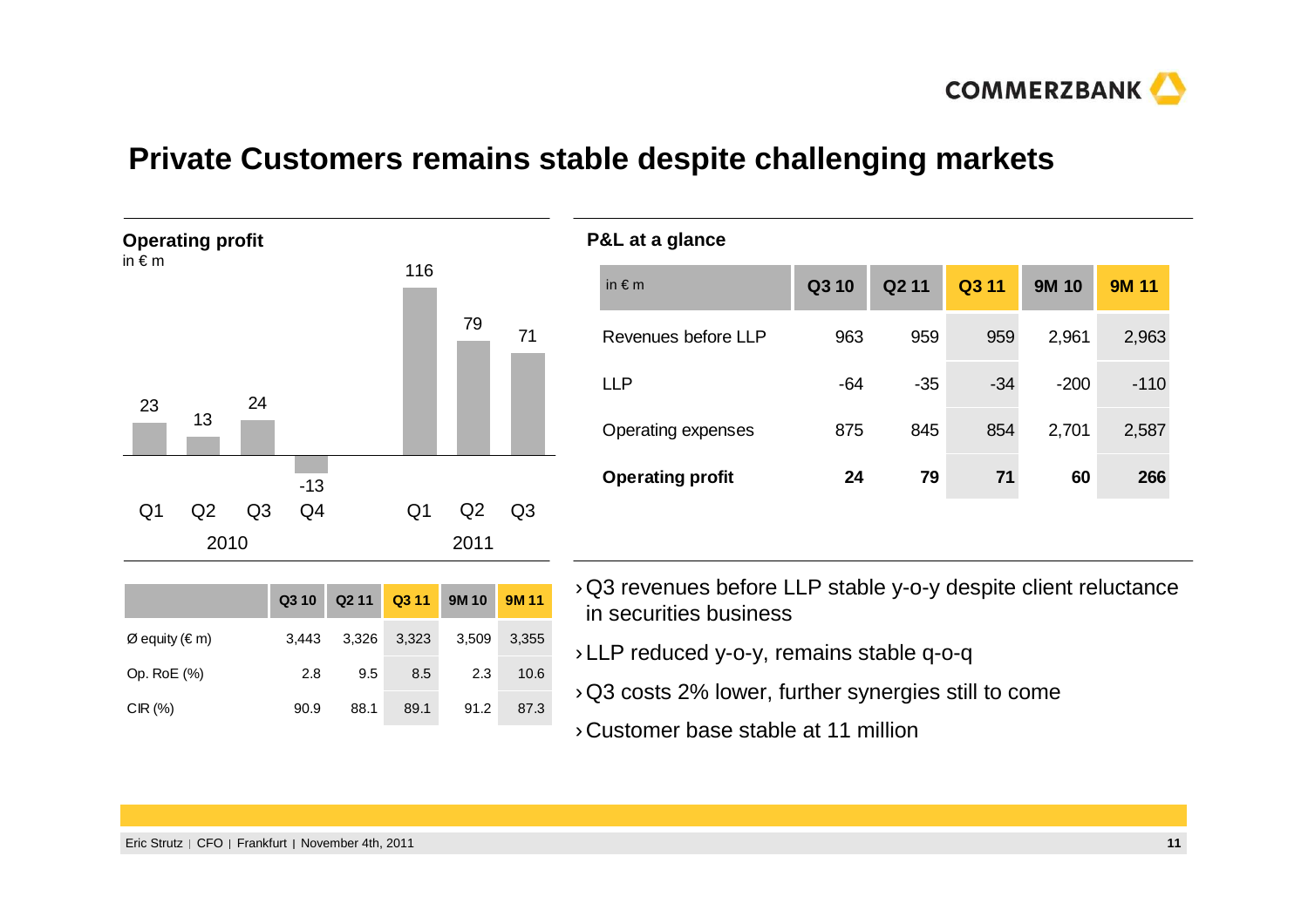# Private Customers remains stable despite challenging markets

## Operating profit

in € m

| | Q1 2010 | Q2 2010 | Q3 2010 | Q4 2010 | Q1 2011 | Q2 2011 | Q3 2011 |
|---|---|---|---|---|---|---|---|
| Operating profit | 23 | 13 | 24 | -13 | 116 | 79 | 71 |

| | Q3 10 | Q2 11 | Q3 11 | 9M 10 | 9M 11 |
|---|---|---|---|---|---|
| Ø equity (€ m) | 3,443 | 3,326 | 3,323 | 3,509 | 3,355 |
| Op. RoE (%) | 2.8 | 9.5 | 8.5 | 2.3 | 10.6 |
| CIR (%) | 90.9 | 88.1 | 89.1 | 91.2 | 87.3 |

## P&L at a glance

| in € m | Q3 10 | Q2 11 | Q3 11 | 9M 10 | 9M 11 |
|---|---|---|---|---|---|
| Revenues before LLP | 963 | 959 | 959 | 2,961 | 2,963 |
| LLP | -64 | -35 | -34 | -200 | -110 |
| Operating expenses | 875 | 845 | 854 | 2,701 | 2,587 |
| **Operating profit** | **24** | **79** | **71** | **60** | **266** |

- Q3 revenues before LLP stable y-o-y despite client reluctance in securities business
- LLP reduced y-o-y, remains stable q-o-q
- Q3 costs 2% lower, further synergies still to come
- Customer base stable at 11 million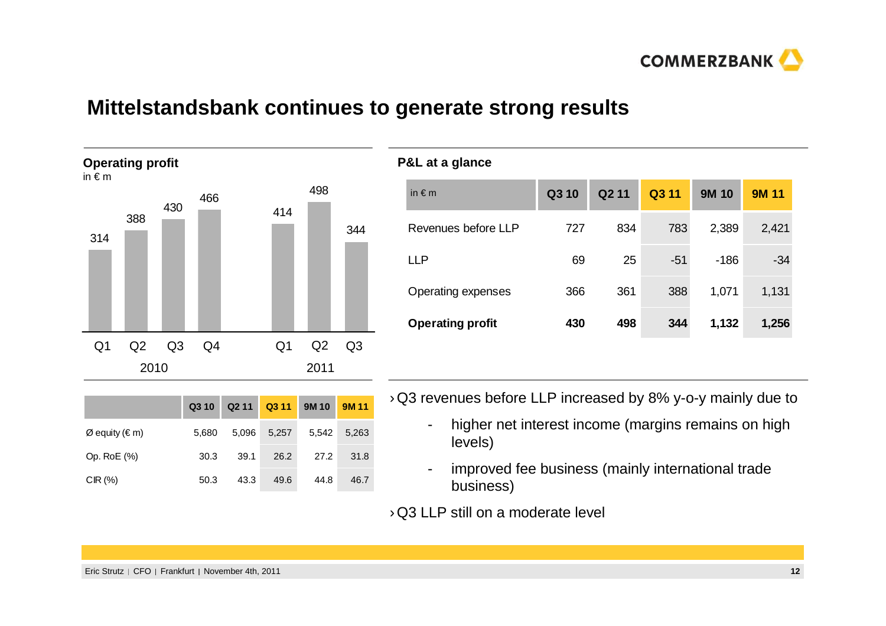# Mittelstandsbank continues to generate strong results

**Operating profit**
in € m

| | Q1 2010 | Q2 2010 | Q3 2010 | Q4 2010 | Q1 2011 | Q2 2011 | Q3 2011 |
|---|---|---|---|---|---|---|---|
| Operating profit | 314 | 388 | 430 | 466 | 414 | 498 | 344 |

| | Q3 10 | Q2 11 | Q3 11 | 9M 10 | 9M 11 |
|---|---|---|---|---|---|
| Ø equity (€ m) | 5,680 | 5,096 | 5,257 | 5,542 | 5,263 |
| Op. RoE (%) | 30.3 | 39.1 | 26.2 | 27.2 | 31.8 |
| CIR (%) | 50.3 | 43.3 | 49.6 | 44.8 | 46.7 |

**P&L at a glance**

| in € m | Q3 10 | Q2 11 | Q3 11 | 9M 10 | 9M 11 |
|---|---|---|---|---|---|
| Revenues before LLP | 727 | 834 | 783 | 2,389 | 2,421 |
| LLP | 69 | 25 | -51 | -186 | -34 |
| Operating expenses | 366 | 361 | 388 | 1,071 | 1,131 |
| **Operating profit** | **430** | **498** | **344** | **1,132** | **1,256** |

› Q3 revenues before LLP increased by 8% y-o-y mainly due to
  - higher net interest income (margins remains on high levels)
  - improved fee business (mainly international trade business)

› Q3 LLP still on a moderate level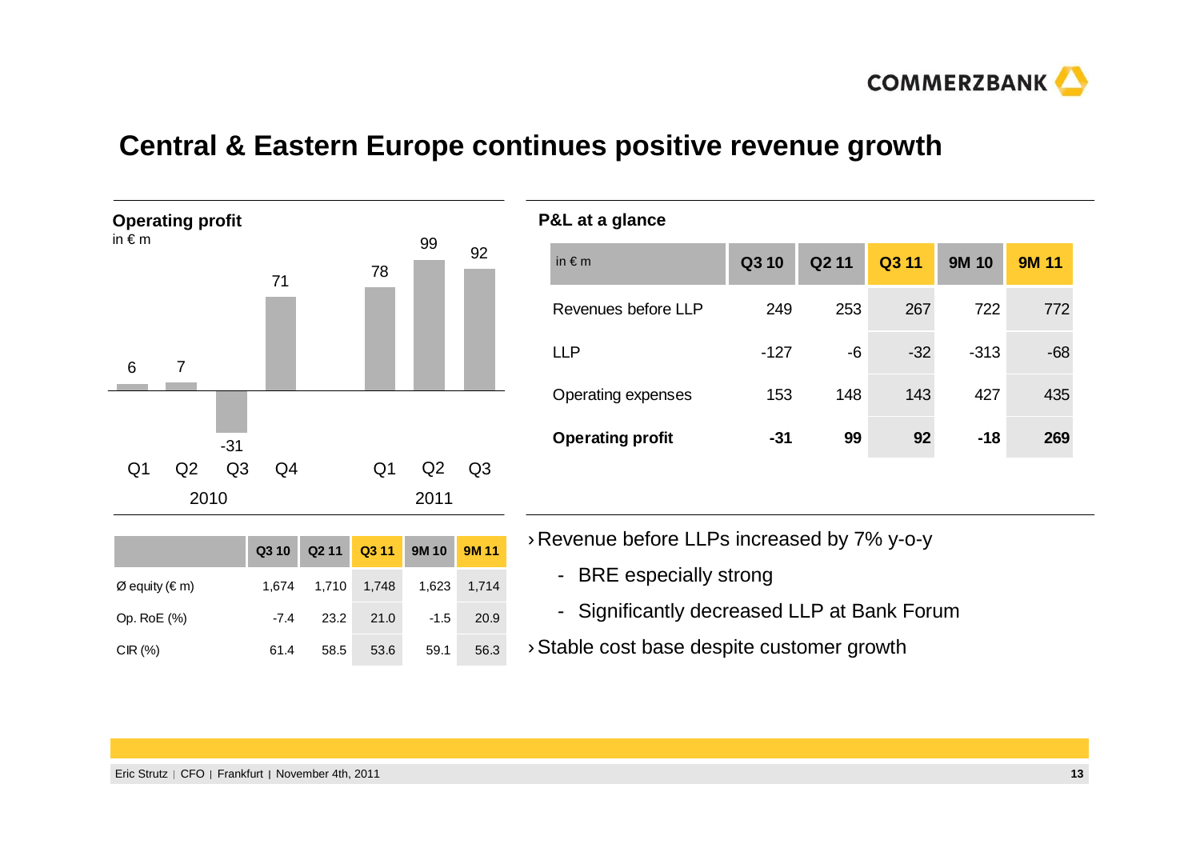# Central & Eastern Europe continues positive revenue growth

**Operating profit**
in € m

| | Q1 2010 | Q2 2010 | Q3 2010 | Q4 2010 | Q1 2011 | Q2 2011 | Q3 2011 |
|---|---|---|---|---|---|---|---|
| Operating profit | 6 | 7 | -31 | 71 | 78 | 99 | 92 |

| | Q3 10 | Q2 11 | Q3 11 | 9M 10 | 9M 11 |
|---|---|---|---|---|---|
| Ø equity (€ m) | 1,674 | 1,710 | 1,748 | 1,623 | 1,714 |
| Op. RoE (%) | -7.4 | 23.2 | 21.0 | -1.5 | 20.9 |
| CIR (%) | 61.4 | 58.5 | 53.6 | 59.1 | 56.3 |

**P&L at a glance**

| in € m | Q3 10 | Q2 11 | Q3 11 | 9M 10 | 9M 11 |
|---|---|---|---|---|---|
| Revenues before LLP | 249 | 253 | 267 | 722 | 772 |
| LLP | -127 | -6 | -32 | -313 | -68 |
| Operating expenses | 153 | 148 | 143 | 427 | 435 |
| **Operating profit** | **-31** | **99** | **92** | **-18** | **269** |

- Revenue before LLPs increased by 7% y-o-y
  - BRE especially strong
  - Significantly decreased LLP at Bank Forum
- Stable cost base despite customer growth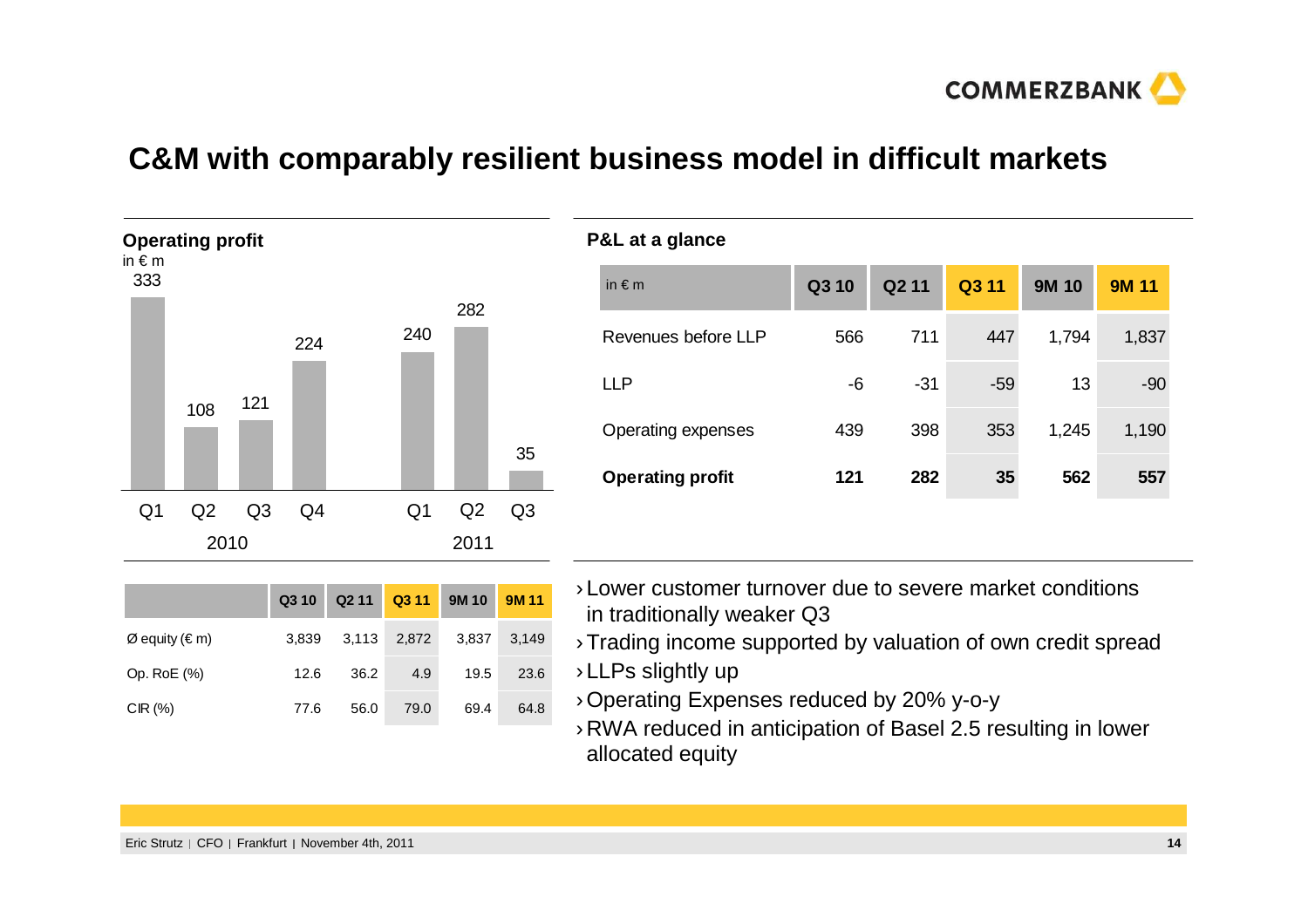# C&M with comparably resilient business model in difficult markets

**Operating profit**
in € m

| | Q1 | Q2 | Q3 | Q4 |
|---|---|---|---|---|
| 2010 | 333 | 108 | 121 | 224 |
| 2011 | 240 | 282 | 35 | |

| | Q3 10 | Q2 11 | Q3 11 | 9M 10 | 9M 11 |
|---|---|---|---|---|---|
| Ø equity (€ m) | 3,839 | 3,113 | 2,872 | 3,837 | 3,149 |
| Op. RoE (%) | 12.6 | 36.2 | 4.9 | 19.5 | 23.6 |
| CIR (%) | 77.6 | 56.0 | 79.0 | 69.4 | 64.8 |

**P&L at a glance**

| in € m | Q3 10 | Q2 11 | Q3 11 | 9M 10 | 9M 11 |
|---|---|---|---|---|---|
| Revenues before LLP | 566 | 711 | 447 | 1,794 | 1,837 |
| LLP | -6 | -31 | -59 | 13 | -90 |
| Operating expenses | 439 | 398 | 353 | 1,245 | 1,190 |
| **Operating profit** | **121** | **282** | **35** | **562** | **557** |

- Lower customer turnover due to severe market conditions in traditionally weaker Q3
- Trading income supported by valuation of own credit spread
- LLPs slightly up
- Operating Expenses reduced by 20% y-o-y
- RWA reduced in anticipation of Basel 2.5 resulting in lower allocated equity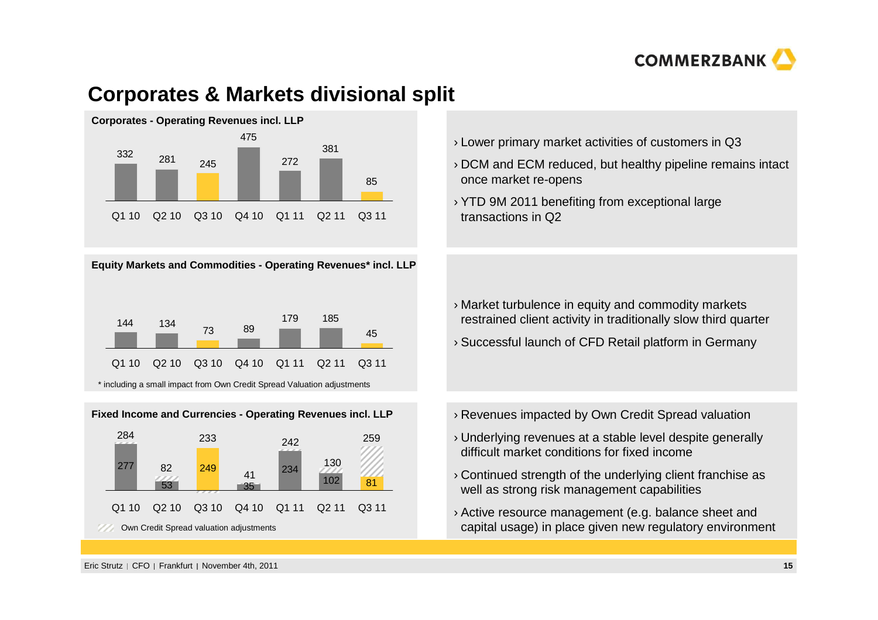# Corporates & Markets divisional split

**Corporates - Operating Revenues incl. LLP**

| Q1 10 | Q2 10 | Q3 10 | Q4 10 | Q1 11 | Q2 11 | Q3 11 |
|---|---|---|---|---|---|---|
| 332 | 281 | 245 | 475 | 272 | 381 | 85 |

- Lower primary market activities of customers in Q3
- DCM and ECM reduced, but healthy pipeline remains intact once market re-opens
- YTD 9M 2011 benefiting from exceptional large transactions in Q2

**Equity Markets and Commodities - Operating Revenues* incl. LLP**

| Q1 10 | Q2 10 | Q3 10 | Q4 10 | Q1 11 | Q2 11 | Q3 11 |
|---|---|---|---|---|---|---|
| 144 | 134 | 73 | 89 | 179 | 185 | 45 |

\* including a small impact from Own Credit Spread Valuation adjustments

- Market turbulence in equity and commodity markets restrained client activity in traditionally slow third quarter
- Successful launch of CFD Retail platform in Germany

**Fixed Income and Currencies - Operating Revenues incl. LLP**

| | Q1 10 | Q2 10 | Q3 10 | Q4 10 | Q1 11 | Q2 11 | Q3 11 |
|---|---|---|---|---|---|---|---|
| Total | 284 | 82 | 233 | 41 | 242 | 130 | 259 |
| Excl. Own Credit Spread valuation adjustments | 277 | 53 | 249 | 35 | 234 | 102 | 81 |

Own Credit Spread valuation adjustments

- Revenues impacted by Own Credit Spread valuation
- Underlying revenues at a stable level despite generally difficult market conditions for fixed income
- Continued strength of the underlying client franchise as well as strong risk management capabilities
- Active resource management (e.g. balance sheet and capital usage) in place given new regulatory environment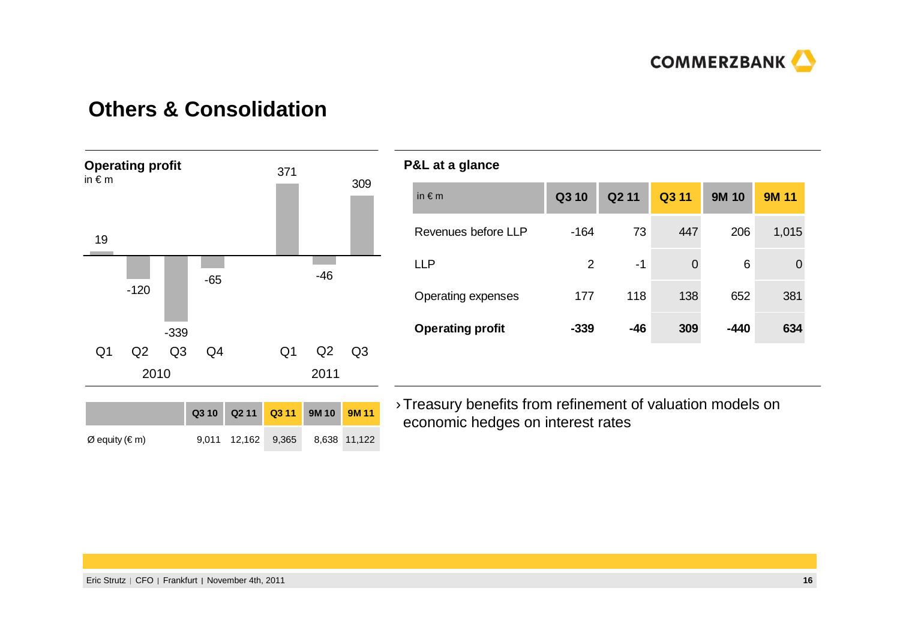## Others & Consolidation

**Operating profit**
in € m

| | Q1 2010 | Q2 2010 | Q3 2010 | Q4 2010 | Q1 2011 | Q2 2011 | Q3 2011 |
|---|---|---|---|---|---|---|---|
| Operating profit | 19 | -120 | -339 | -65 | 371 | -46 | 309 |

| | Q3 10 | Q2 11 | Q3 11 | 9M 10 | 9M 11 |
|---|---|---|---|---|---|
| Ø equity (€ m) | 9,011 | 12,162 | 9,365 | 8,638 | 11,122 |

**P&L at a glance**

| in € m | Q3 10 | Q2 11 | Q3 11 | 9M 10 | 9M 11 |
|---|---|---|---|---|---|
| Revenues before LLP | -164 | 73 | 447 | 206 | 1,015 |
| LLP | 2 | -1 | 0 | 6 | 0 |
| Operating expenses | 177 | 118 | 138 | 652 | 381 |
| **Operating profit** | **-339** | **-46** | **309** | **-440** | **634** |

- Treasury benefits from refinement of valuation models on economic hedges on interest rates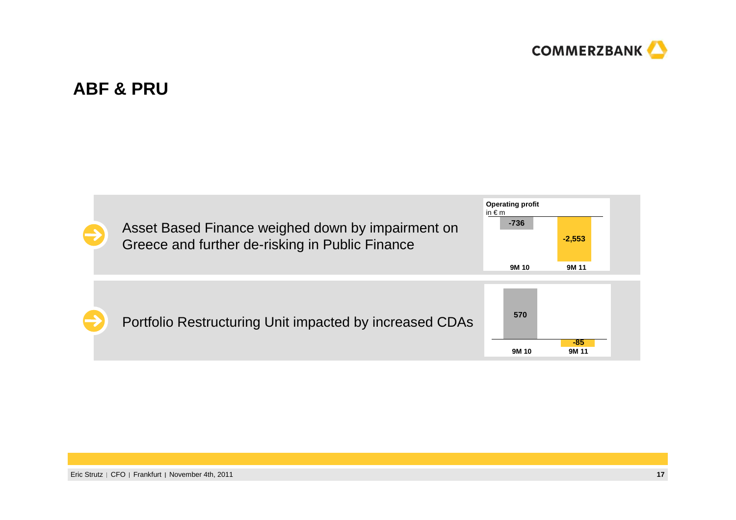# ABF & PRU

Asset Based Finance weighed down by impairment on Greece and further de-risking in Public Finance

**Operating profit**
in € m

| | 9M 10 | 9M 11 |
|---|---|---|
| Asset Based Finance | -736 | -2,553 |

Portfolio Restructuring Unit impacted by increased CDAs

| | 9M 10 | 9M 11 |
|---|---|---|
| Portfolio Restructuring Unit | 570 | -85 |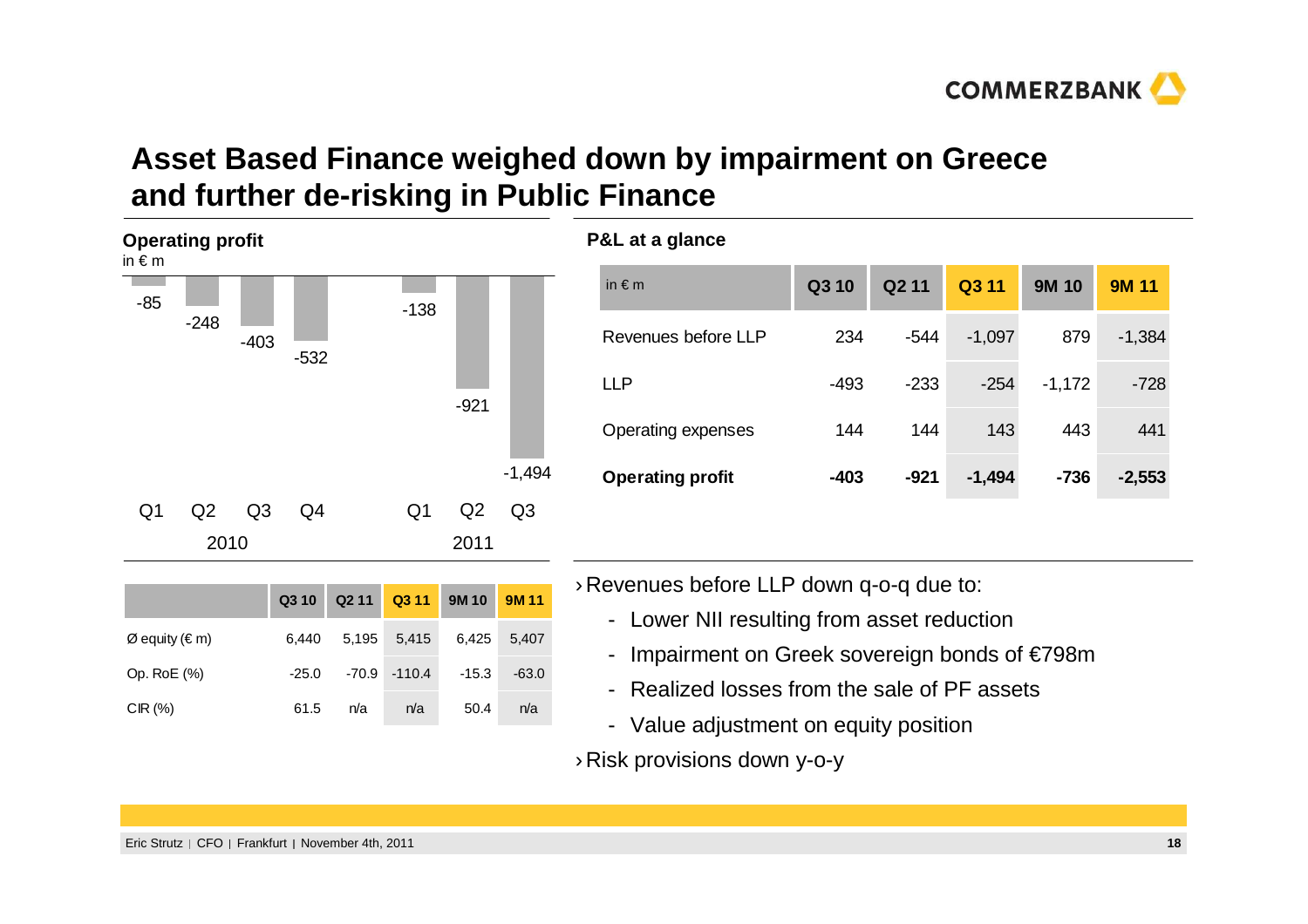# Asset Based Finance weighed down by impairment on Greece and further de-risking in Public Finance

**Operating profit**
in € m

| | Q1 2010 | Q2 2010 | Q3 2010 | Q4 2010 | Q1 2011 | Q2 2011 | Q3 2011 |
|---|---|---|---|---|---|---|---|
| Operating profit | -85 | -248 | -403 | -532 | -138 | -921 | -1,494 |

| | Q3 10 | Q2 11 | Q3 11 | 9M 10 | 9M 11 |
|---|---|---|---|---|---|
| Ø equity (€ m) | 6,440 | 5,195 | 5,415 | 6,425 | 5,407 |
| Op. RoE (%) | -25.0 | -70.9 | -110.4 | -15.3 | -63.0 |
| CIR (%) | 61.5 | n/a | n/a | 50.4 | n/a |

**P&L at a glance**

| in € m | Q3 10 | Q2 11 | Q3 11 | 9M 10 | 9M 11 |
|---|---|---|---|---|---|
| Revenues before LLP | 234 | -544 | -1,097 | 879 | -1,384 |
| LLP | -493 | -233 | -254 | -1,172 | -728 |
| Operating expenses | 144 | 144 | 143 | 443 | 441 |
| **Operating profit** | **-403** | **-921** | **-1,494** | **-736** | **-2,553** |

› Revenues before LLP down q-o-q due to:
- Lower NII resulting from asset reduction
- Impairment on Greek sovereign bonds of €798m
- Realized losses from the sale of PF assets
- Value adjustment on equity position

› Risk provisions down y-o-y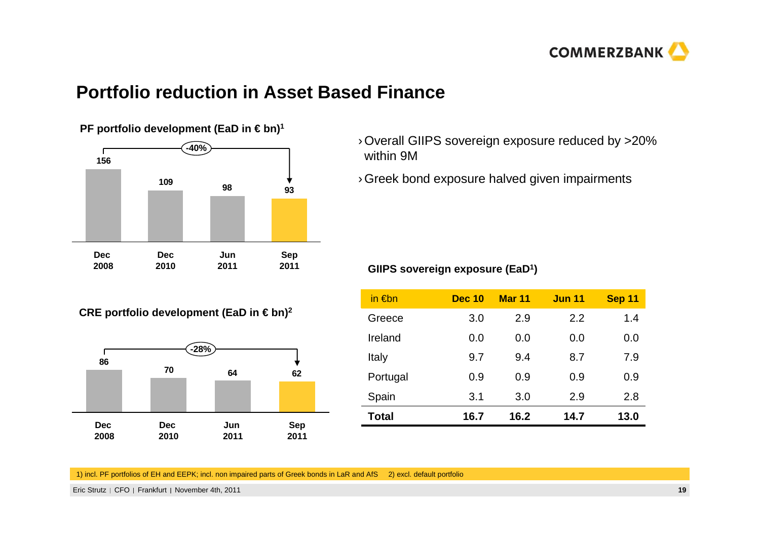# Portfolio reduction in Asset Based Finance

**PF portfolio development (EaD in € bn)[1]**

| Dec 2008 | Dec 2010 | Jun 2011 | Sep 2011 |
|---|---|---|---|
| 156 | 109 | 98 | 93 |

-40%

**CRE portfolio development (EaD in € bn)[2]**

| Dec 2008 | Dec 2010 | Jun 2011 | Sep 2011 |
|---|---|---|---|
| 86 | 70 | 64 | 62 |

-28%

- Overall GIIPS sovereign exposure reduced by >20% within 9M
- Greek bond exposure halved given impairments

**GIIPS sovereign exposure (EaD[1])**

| in €bn | Dec 10 | Mar 11 | Jun 11 | Sep 11 |
|---|---|---|---|---|
| Greece | 3.0 | 2.9 | 2.2 | 1.4 |
| Ireland | 0.0 | 0.0 | 0.0 | 0.0 |
| Italy | 9.7 | 9.4 | 8.7 | 7.9 |
| Portugal | 0.9 | 0.9 | 0.9 | 0.9 |
| Spain | 3.1 | 3.0 | 2.9 | 2.8 |
| **Total** | **16.7** | **16.2** | **14.7** | **13.0** |

1) incl. PF portfolios of EH and EEPK; incl. non impaired parts of Greek bonds in LaR and AfS 2) excl. default portfolio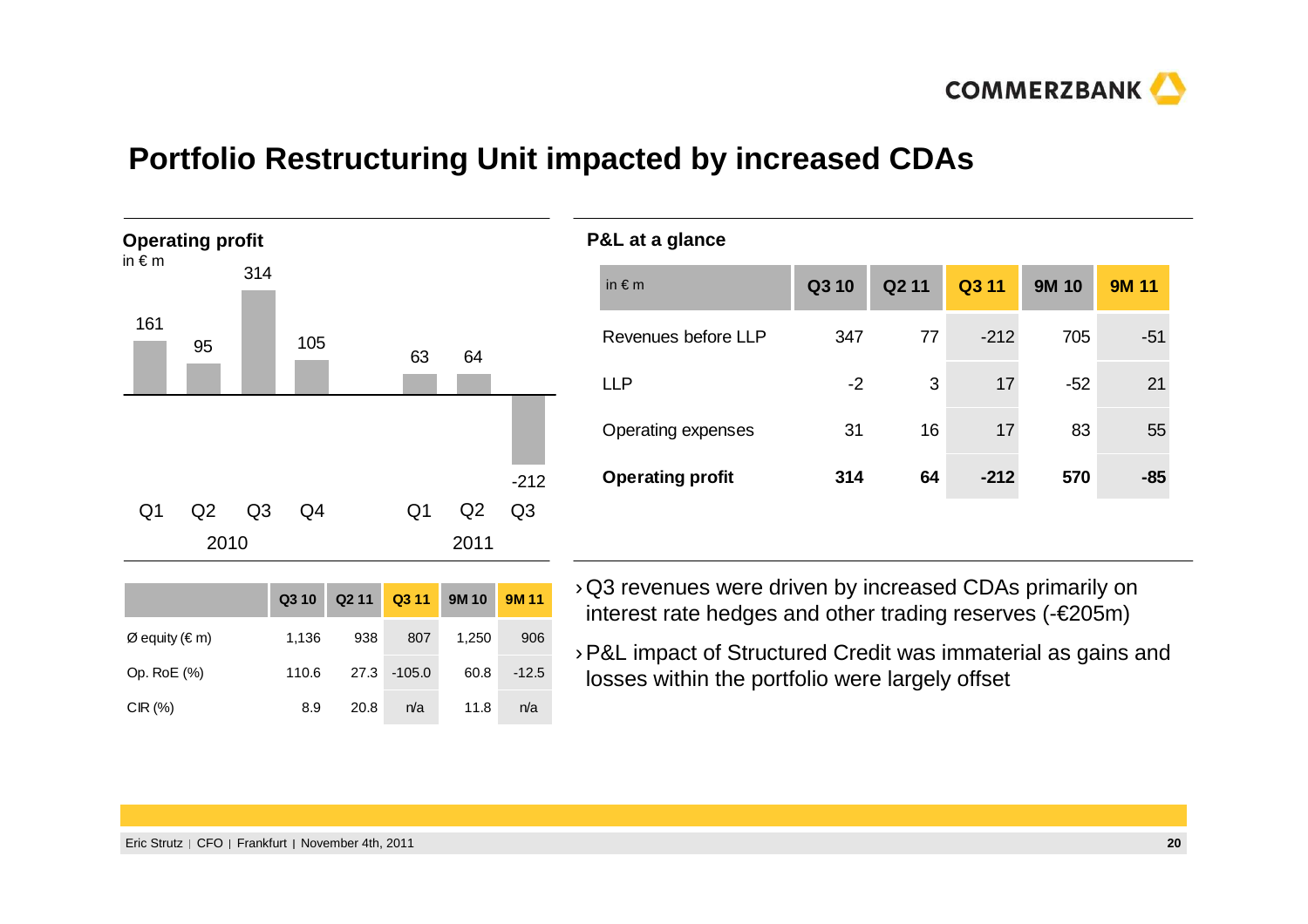# Portfolio Restructuring Unit impacted by increased CDAs

**Operating profit**
in € m

| | Q1 2010 | Q2 2010 | Q3 2010 | Q4 2010 | Q1 2011 | Q2 2011 | Q3 2011 |
|---|---|---|---|---|---|---|---|
| Operating profit | 161 | 95 | 314 | 105 | 63 | 64 | -212 |

| | Q3 10 | Q2 11 | Q3 11 | 9M 10 | 9M 11 |
|---|---|---|---|---|---|
| Ø equity (€ m) | 1,136 | 938 | 807 | 1,250 | 906 |
| Op. RoE (%) | 110.6 | 27.3 | -105.0 | 60.8 | -12.5 |
| CIR (%) | 8.9 | 20.8 | n/a | 11.8 | n/a |

**P&L at a glance**

| in € m | Q3 10 | Q2 11 | Q3 11 | 9M 10 | 9M 11 |
|---|---|---|---|---|---|
| Revenues before LLP | 347 | 77 | -212 | 705 | -51 |
| LLP | -2 | 3 | 17 | -52 | 21 |
| Operating expenses | 31 | 16 | 17 | 83 | 55 |
| **Operating profit** | **314** | **64** | **-212** | **570** | **-85** |

- Q3 revenues were driven by increased CDAs primarily on interest rate hedges and other trading reserves (-€205m)
- P&L impact of Structured Credit was immaterial as gains and losses within the portfolio were largely offset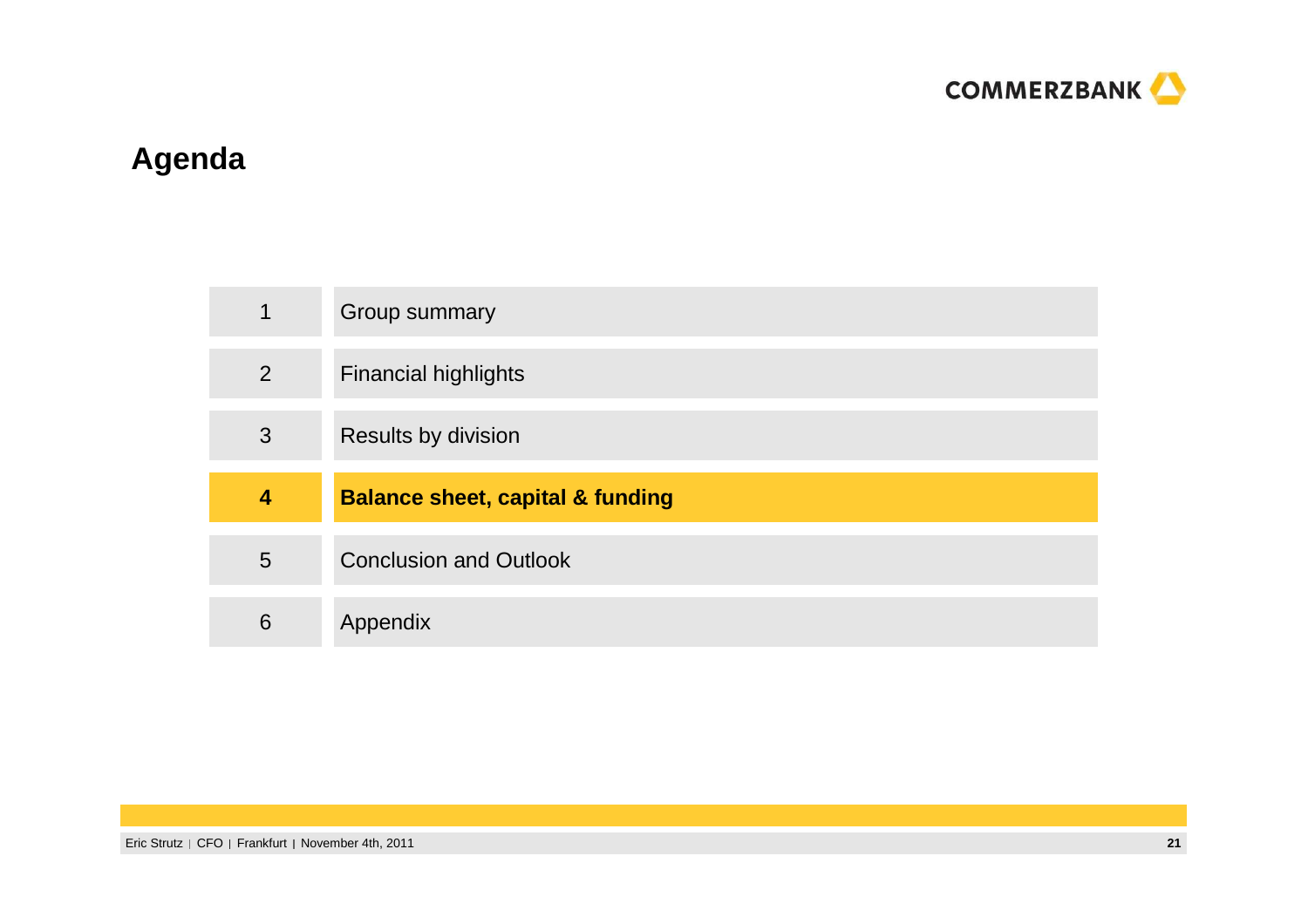# Agenda

| | |
|---|---|
| 1 | Group summary |
| 2 | Financial highlights |
| 3 | Results by division |
| **4** | **Balance sheet, capital & funding** |
| 5 | Conclusion and Outlook |
| 6 | Appendix |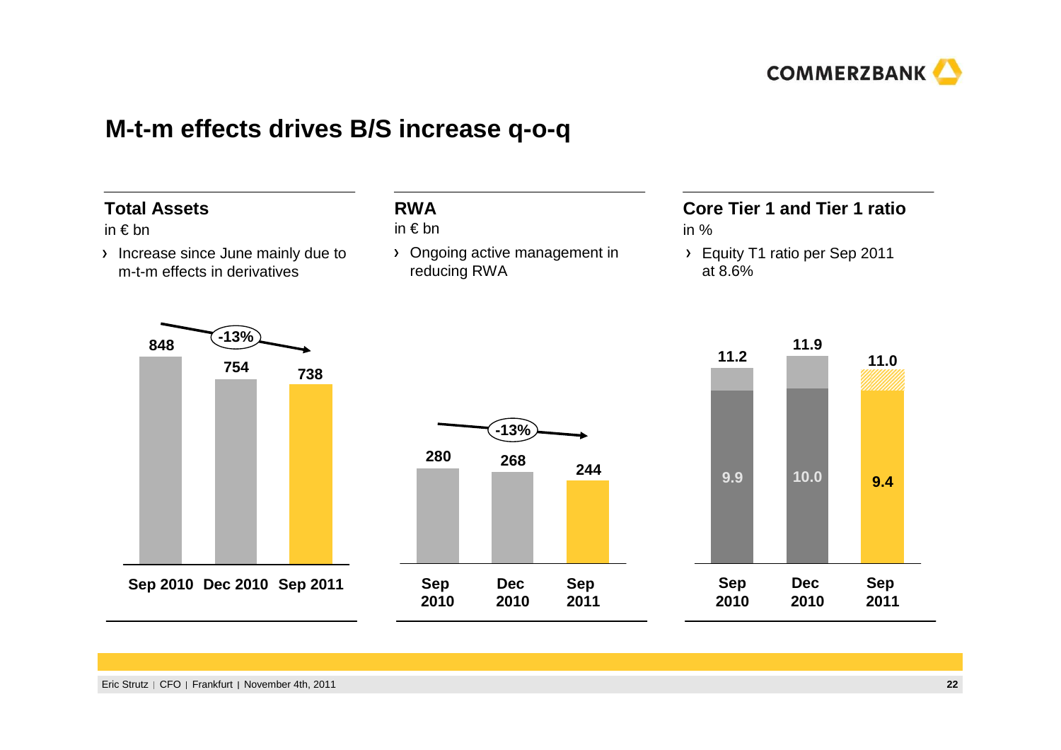# M-t-m effects drives B/S increase q-o-q

## Total Assets

in € bn

- Increase since June mainly due to m-t-m effects in derivatives

| Sep 2010 | Dec 2010 | Sep 2011 |
|---|---|---|
| 848 | 754 | 738 |

-13%

## RWA

in € bn

- Ongoing active management in reducing RWA

| Sep 2010 | Dec 2010 | Sep 2011 |
|---|---|---|
| 280 | 268 | 244 |

-13%

## Core Tier 1 and Tier 1 ratio

in %

- Equity T1 ratio per Sep 2011 at 8.6%

| | Sep 2010 | Dec 2010 | Sep 2011 |
|---|---|---|---|
| Tier 1 ratio | 11.2 | 11.9 | 11.0 |
| Core Tier 1 ratio | 9.9 | 10.0 | 9.4 |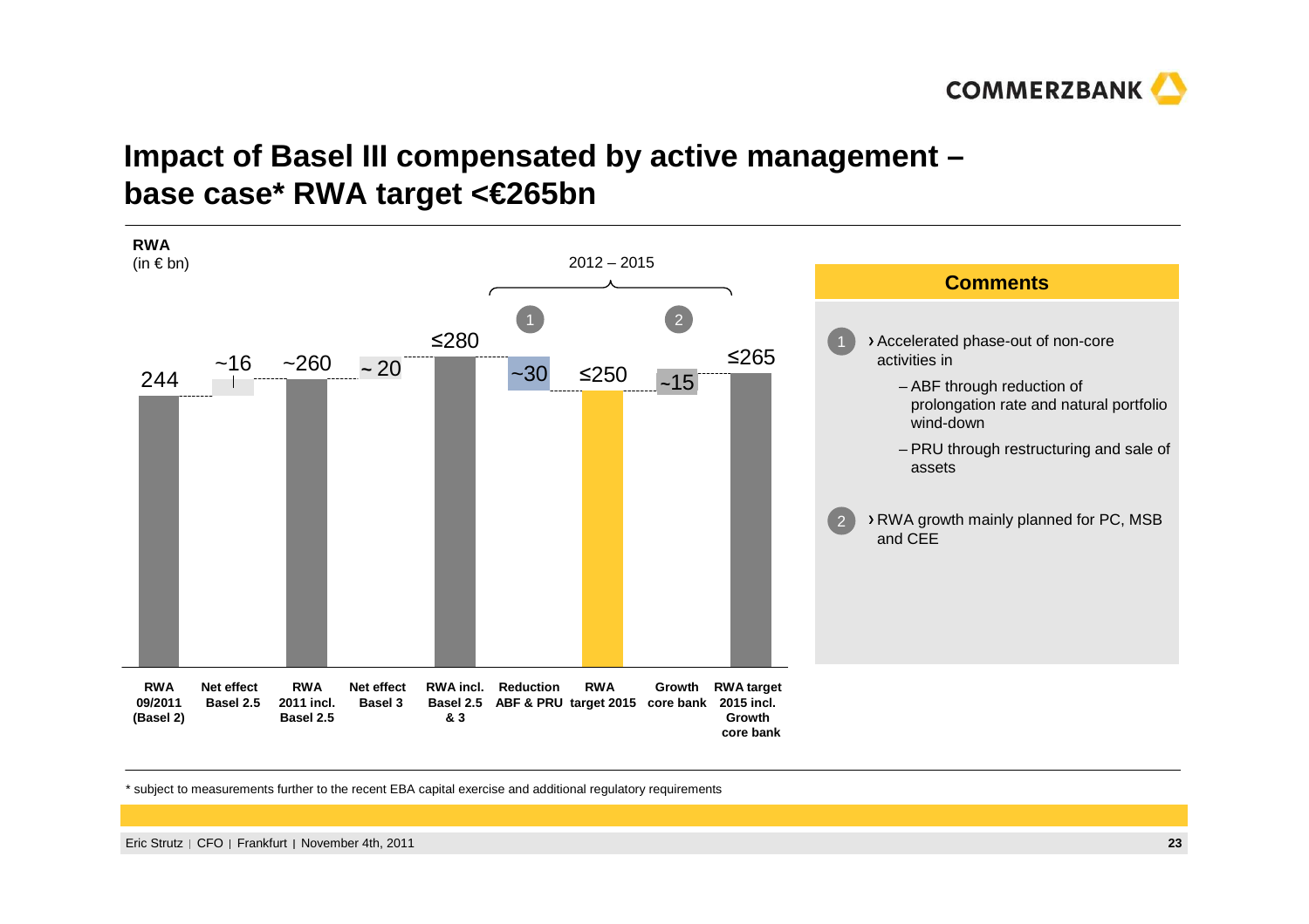# Impact of Basel III compensated by active management – base case* RWA target <€265bn

**RWA**
(in € bn)

2012 – 2015

| RWA 09/2011 (Basel 2) | Net effect Basel 2.5 | RWA 2011 incl. Basel 2.5 | Net effect Basel 3 | RWA incl. Basel 2.5 & 3 | Reduction ABF & PRU (1) | RWA target 2015 | Growth core bank (2) | RWA target 2015 incl. Growth core bank |
|---|---|---|---|---|---|---|---|---|
| 244 | ~16 | ~260 | ~ 20 | ≤280 | ~30 | ≤250 | ~15 | ≤265 |

**Comments**

1. › Accelerated phase-out of non-core activities in
   - – ABF through reduction of prolongation rate and natural portfolio wind-down
   - – PRU through restructuring and sale of assets
2. › RWA growth mainly planned for PC, MSB and CEE

\* subject to measurements further to the recent EBA capital exercise and additional regulatory requirements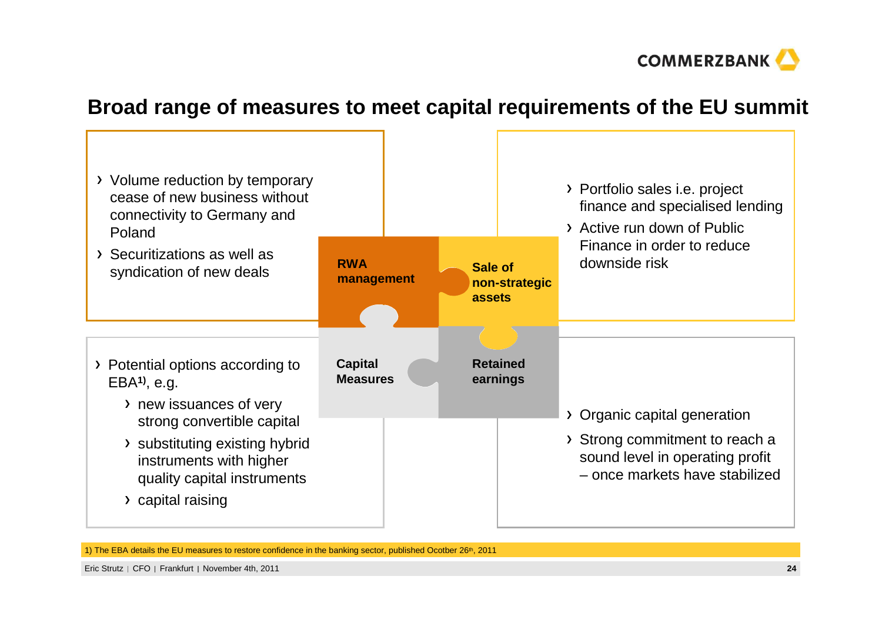# Broad range of measures to meet capital requirements of the EU summit

## RWA management

- Volume reduction by temporary cease of new business without connectivity to Germany and Poland
- Securitizations as well as syndication of new deals

## Sale of non-strategic assets

- Portfolio sales i.e. project finance and specialised lending
- Active run down of Public Finance in order to reduce downside risk

## Capital Measures

- Potential options according to EBA[1], e.g.
  - new issuances of very strong convertible capital
  - substituting existing hybrid instruments with higher quality capital instruments
  - capital raising

## Retained earnings

- Organic capital generation
- Strong commitment to reach a sound level in operating profit – once markets have stabilized

1) The EBA details the EU measures to restore confidence in the banking sector, published Ocotber 26th, 2011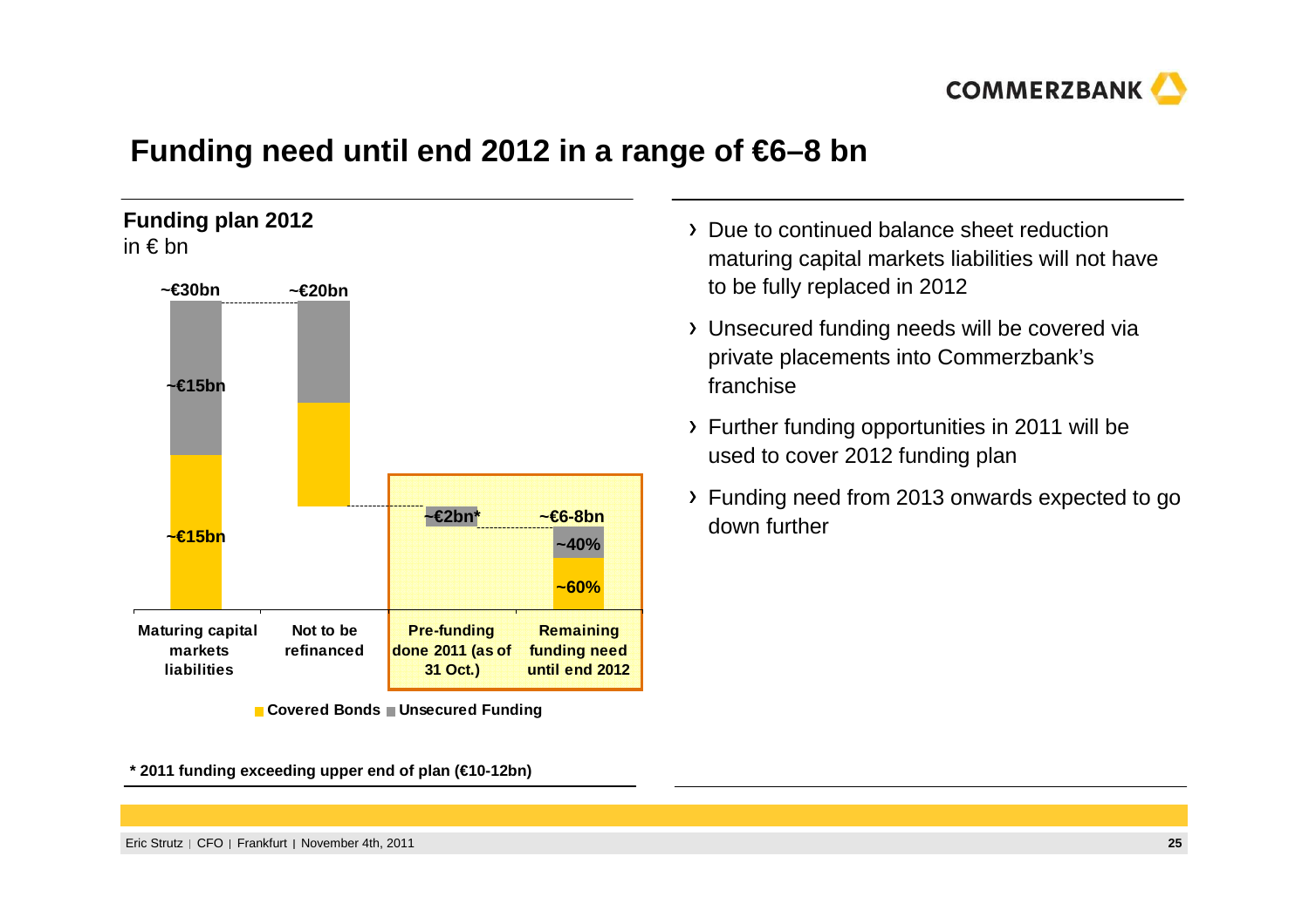# Funding need until end 2012 in a range of €6–8 bn

**Funding plan 2012**
in € bn

| | Maturing capital markets liabilities | Not to be refinanced | Pre-funding done 2011 (as of 31 Oct.) | Remaining funding need until end 2012 |
|---|---|---|---|---|
| Total | ~€30bn | ~€20bn | ~€2bn* | ~€6-8bn |
| Unsecured Funding | ~€15bn | | | ~40% |
| Covered Bonds | ~€15bn | | | ~60% |

Covered Bonds ■ Unsecured Funding

\* 2011 funding exceeding upper end of plan (€10-12bn)

- Due to continued balance sheet reduction maturing capital markets liabilities will not have to be fully replaced in 2012
- Unsecured funding needs will be covered via private placements into Commerzbank's franchise
- Further funding opportunities in 2011 will be used to cover 2012 funding plan
- Funding need from 2013 onwards expected to go down further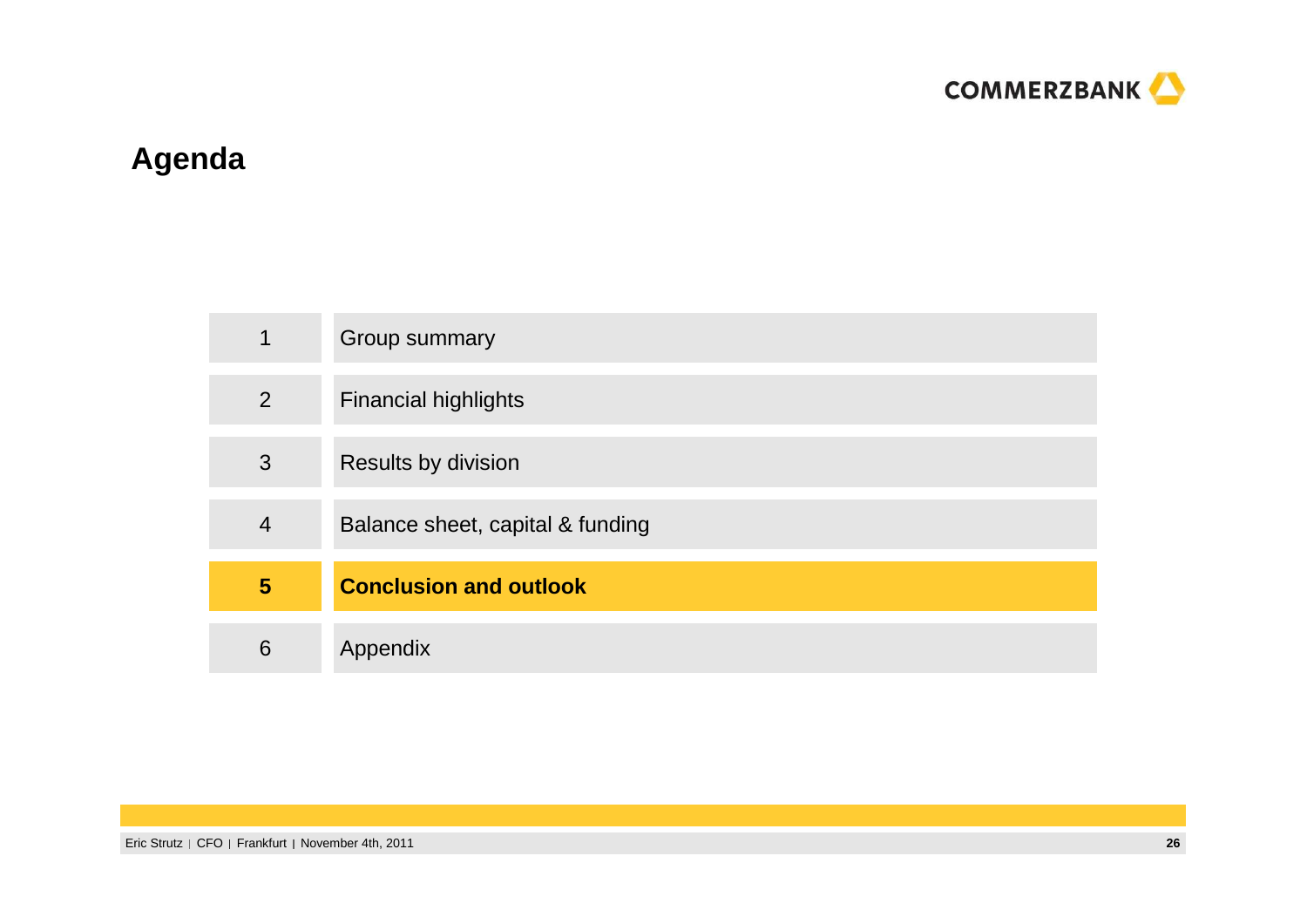# Agenda

| | |
|---|---|
| 1 | Group summary |
| 2 | Financial highlights |
| 3 | Results by division |
| 4 | Balance sheet, capital & funding |
| **5** | **Conclusion and outlook** |
| 6 | Appendix |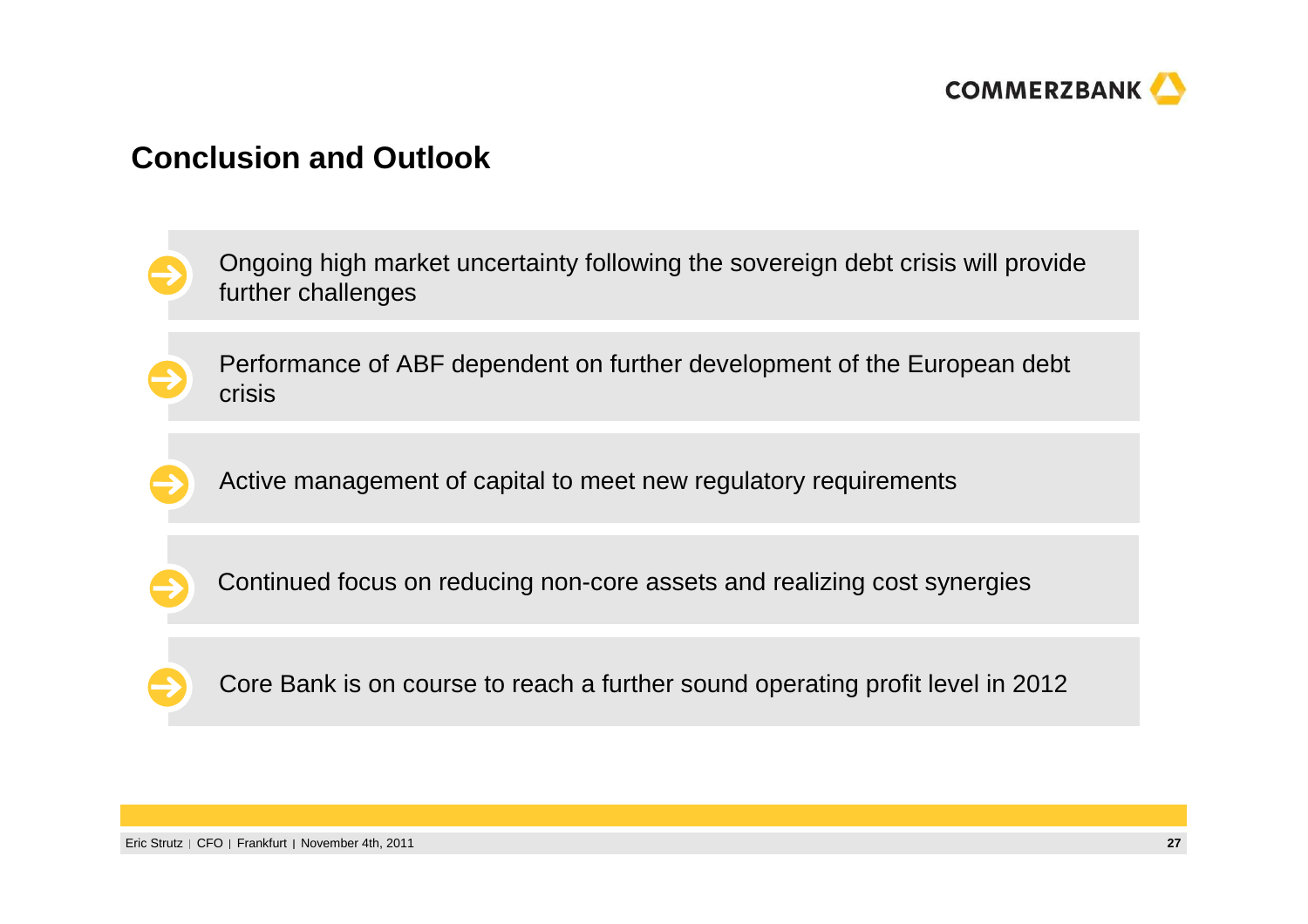## Conclusion and Outlook

- Ongoing high market uncertainty following the sovereign debt crisis will provide further challenges
- Performance of ABF dependent on further development of the European debt crisis
- Active management of capital to meet new regulatory requirements
- Continued focus on reducing non-core assets and realizing cost synergies
- Core Bank is on course to reach a further sound operating profit level in 2012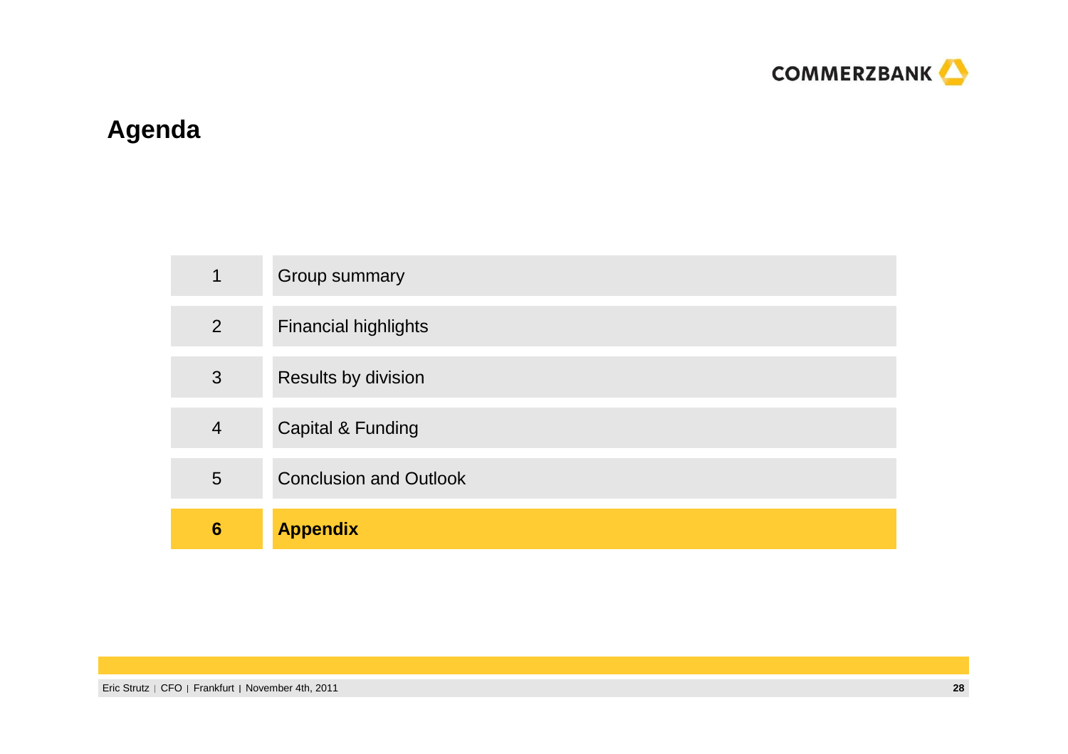# Agenda

| | |
|---|---|
| 1 | Group summary |
| 2 | Financial highlights |
| 3 | Results by division |
| 4 | Capital & Funding |
| 5 | Conclusion and Outlook |
| **6** | **Appendix** |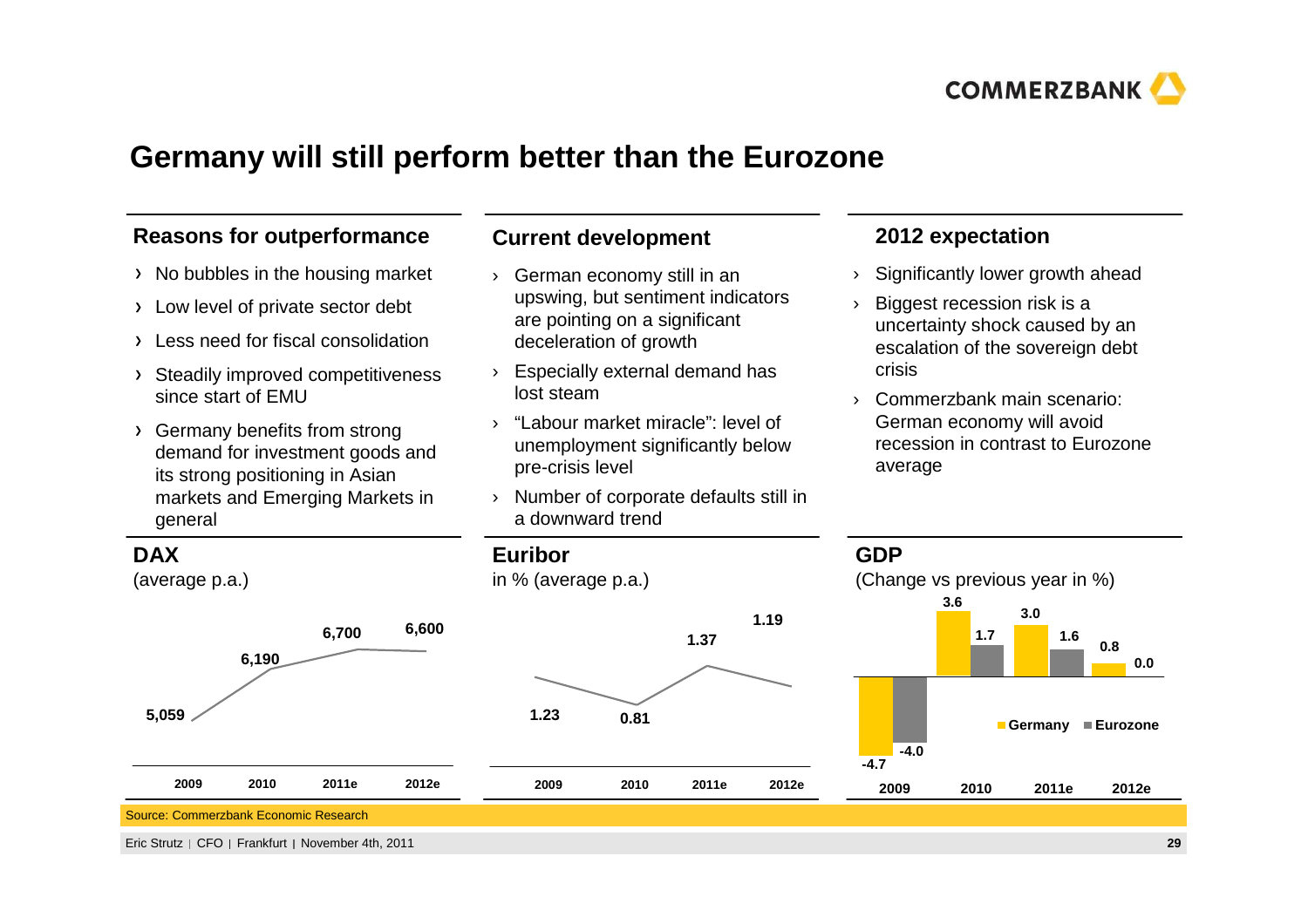# Germany will still perform better than the Eurozone

## Reasons for outperformance

- No bubbles in the housing market
- Low level of private sector debt
- Less need for fiscal consolidation
- Steadily improved competitiveness since start of EMU
- Germany benefits from strong demand for investment goods and its strong positioning in Asian markets and Emerging Markets in general

## Current development

- German economy still in an upswing, but sentiment indicators are pointing on a significant deceleration of growth
- Especially external demand has lost steam
- "Labour market miracle": level of unemployment significantly below pre-crisis level
- Number of corporate defaults still in a downward trend

## 2012 expectation

- Significantly lower growth ahead
- Biggest recession risk is a uncertainty shock caused by an escalation of the sovereign debt crisis
- Commerzbank main scenario: German economy will avoid recession in contrast to Eurozone average

## DAX

(average p.a.)

| 2009 | 2010 | 2011e | 2012e |
|---|---|---|---|
| 5,059 | 6,190 | 6,700 | 6,600 |

## Euribor

in % (average p.a.)

| 2009 | 2010 | 2011e | 2012e |
|---|---|---|---|
| 1.23 | 0.81 | 1.37 | 1.19 |

## GDP

(Change vs previous year in %)

| | 2009 | 2010 | 2011e | 2012e |
|---|---|---|---|---|
| Germany | -4.7 | 3.6 | 3.0 | 0.8 |
| Eurozone | -4.0 | 1.7 | 1.6 | 0.0 |

Source: Commerzbank Economic Research

Eric Strutz | CFO | Frankfurt | November 4th, 2011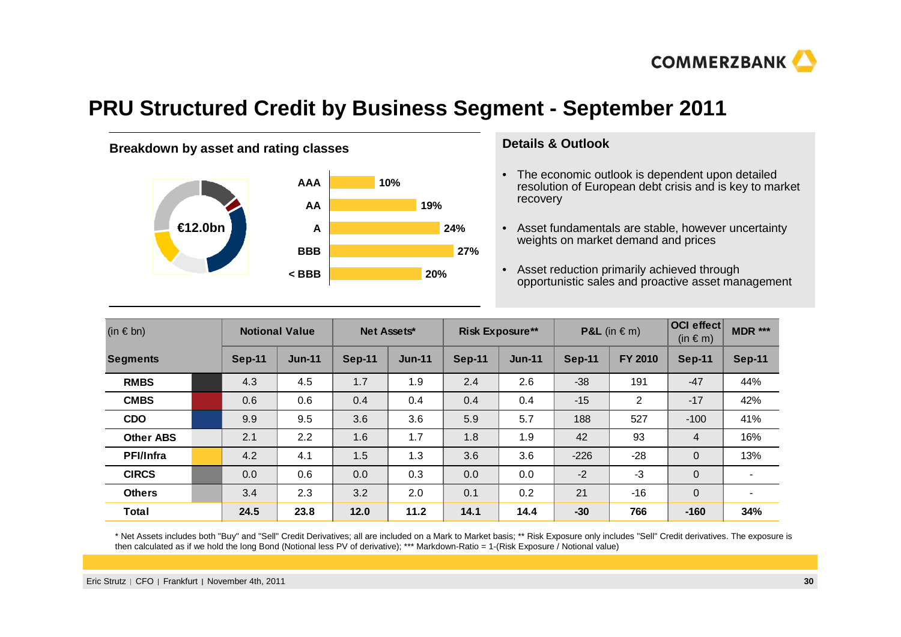# PRU Structured Credit by Business Segment - September 2011

## Breakdown by asset and rating classes

€12.0bn

| Rating | Share |
|---|---|
| AAA | 10% |
| AA | 19% |
| A | 24% |
| BBB | 27% |
| < BBB | 20% |

## Details & Outlook

- The economic outlook is dependent upon detailed resolution of European debt crisis and is key to market recovery
- Asset fundamentals are stable, however uncertainty weights on market demand and prices
- Asset reduction primarily achieved through opportunistic sales and proactive asset management

| (in € bn) | Notional Value | | Net Assets* | | Risk Exposure** | | P&L (in € m) | | OCI effect (in € m) | MDR *** |
|---|---|---|---|---|---|---|---|---|---|---|
| **Segments** | **Sep-11** | **Jun-11** | **Sep-11** | **Jun-11** | **Sep-11** | **Jun-11** | **Sep-11** | **FY 2010** | **Sep-11** | **Sep-11** |
| **RMBS** | 4.3 | 4.5 | 1.7 | 1.9 | 2.4 | 2.6 | -38 | 191 | -47 | 44% |
| **CMBS** | 0.6 | 0.6 | 0.4 | 0.4 | 0.4 | 0.4 | -15 | 2 | -17 | 42% |
| **CDO** | 9.9 | 9.5 | 3.6 | 3.6 | 5.9 | 5.7 | 188 | 527 | -100 | 41% |
| **Other ABS** | 2.1 | 2.2 | 1.6 | 1.7 | 1.8 | 1.9 | 42 | 93 | 4 | 16% |
| **PFI/Infra** | 4.2 | 4.1 | 1.5 | 1.3 | 3.6 | 3.6 | -226 | -28 | 0 | 13% |
| **CIRCS** | 0.0 | 0.6 | 0.0 | 0.3 | 0.0 | 0.0 | -2 | -3 | 0 | - |
| **Others** | 3.4 | 2.3 | 3.2 | 2.0 | 0.1 | 0.2 | 21 | -16 | 0 | - |
| **Total** | **24.5** | **23.8** | **12.0** | **11.2** | **14.1** | **14.4** | **-30** | **766** | **-160** | **34%** |

* Net Assets includes both "Buy" and "Sell" Credit Derivatives; all are included on a Mark to Market basis; ** Risk Exposure only includes "Sell" Credit derivatives. The exposure is then calculated as if we hold the long Bond (Notional less PV of derivative); *** Markdown-Ratio = 1-(Risk Exposure / Notional value)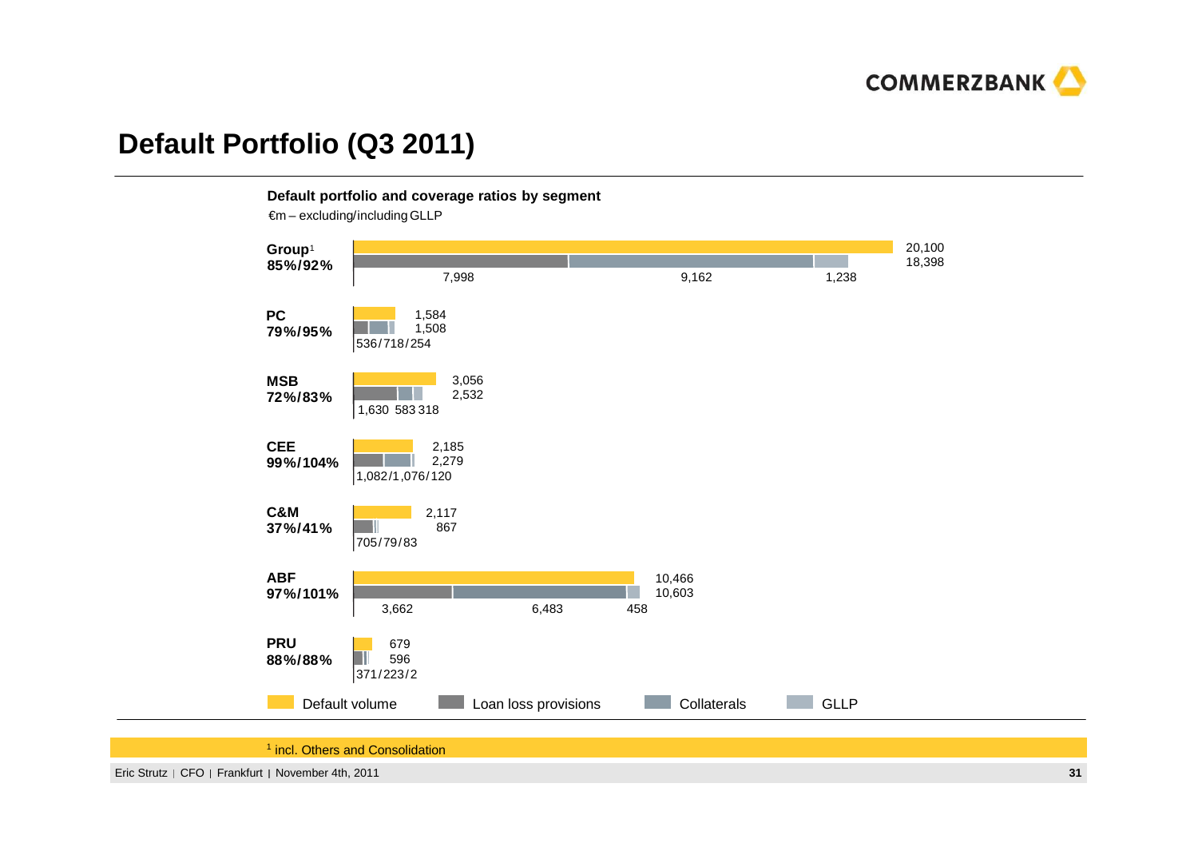# Default Portfolio (Q3 2011)

**Default portfolio and coverage ratios by segment**

€m – excluding/including GLLP

| Segment | Coverage ratio (excl./incl. GLLP) | Default volume | Loan loss provisions + Collaterals + GLLP | Loan loss provisions | Collaterals | GLLP |
|---|---|---|---|---|---|---|
| Group[1] | 85%/92% | 20,100 | 18,398 | 7,998 | 9,162 | 1,238 |
| PC | 79%/95% | 1,584 | 1,508 | 536 | 718 | 254 |
| MSB | 72%/83% | 3,056 | 2,532 | 1,630 | 583 | 318 |
| CEE | 99%/104% | 2,185 | 2,279 | 1,082 | 1,076 | 120 |
| C&M | 37%/41% | 2,117 | 867 | 705 | 79 | 83 |
| ABF | 97%/101% | 10,466 | 10,603 | 3,662 | 6,483 | 458 |
| PRU | 88%/88% | 679 | 596 | 371 | 223 | 2 |

Default volume | Loan loss provisions | Collaterals | GLLP

[1] incl. Others and Consolidation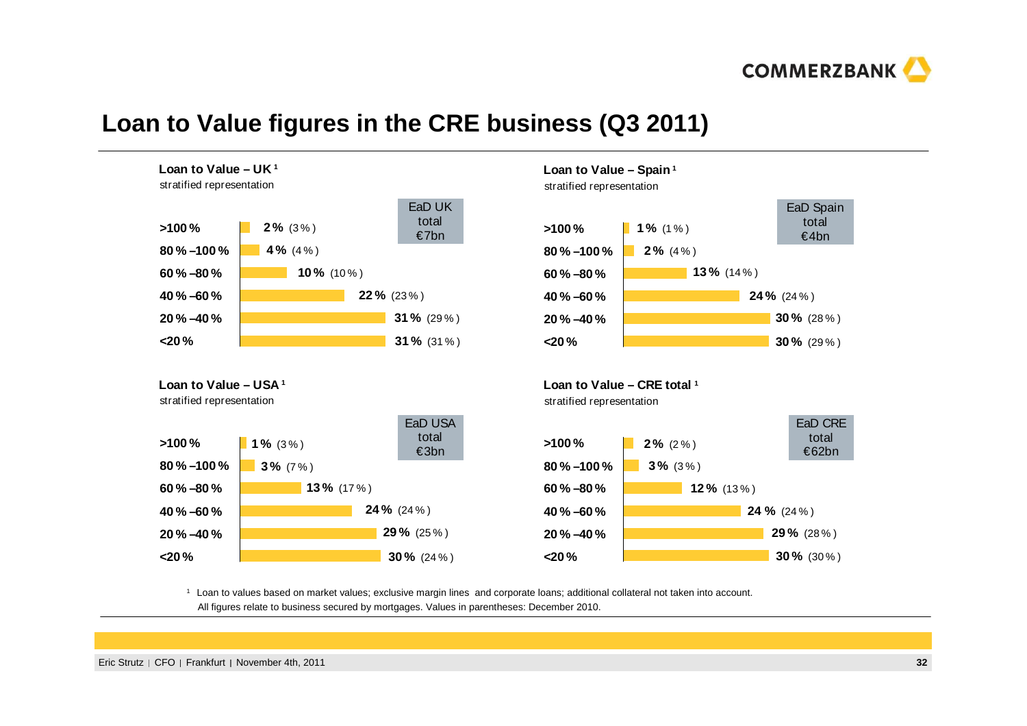# Loan to Value figures in the CRE business (Q3 2011)

### Loan to Value – UK [1]

stratified representation

EaD UK total €7bn

| LTV | Share |
|---|---|
| >100% | **2%** (3%) |
| 80%–100% | **4%** (4%) |
| 60%–80% | **10%** (10%) |
| 40%–60% | **22%** (23%) |
| 20%–40% | **31%** (29%) |
| <20% | **31%** (31%) |

### Loan to Value – Spain [1]

stratified representation

EaD Spain total €4bn

| LTV | Share |
|---|---|
| >100% | **1%** (1%) |
| 80%–100% | **2%** (4%) |
| 60%–80% | **13%** (14%) |
| 40%–60% | **24%** (24%) |
| 20%–40% | **30%** (28%) |
| <20% | **30%** (29%) |

### Loan to Value – USA [1]

stratified representation

EaD USA total €3bn

| LTV | Share |
|---|---|
| >100% | **1%** (3%) |
| 80%–100% | **3%** (7%) |
| 60%–80% | **13%** (17%) |
| 40%–60% | **24%** (24%) |
| 20%–40% | **29%** (25%) |
| <20% | **30%** (24%) |

### Loan to Value – CRE total [1]

stratified representation

EaD CRE total €62bn

| LTV | Share |
|---|---|
| >100% | **2%** (2%) |
| 80%–100% | **3%** (3%) |
| 60%–80% | **12%** (13%) |
| 40%–60% | **24%** (24%) |
| 20%–40% | **29%** (28%) |
| <20% | **30%** (30%) |

[1] Loan to values based on market values; exclusive margin lines and corporate loans; additional collateral not taken into account. All figures relate to business secured by mortgages. Values in parentheses: December 2010.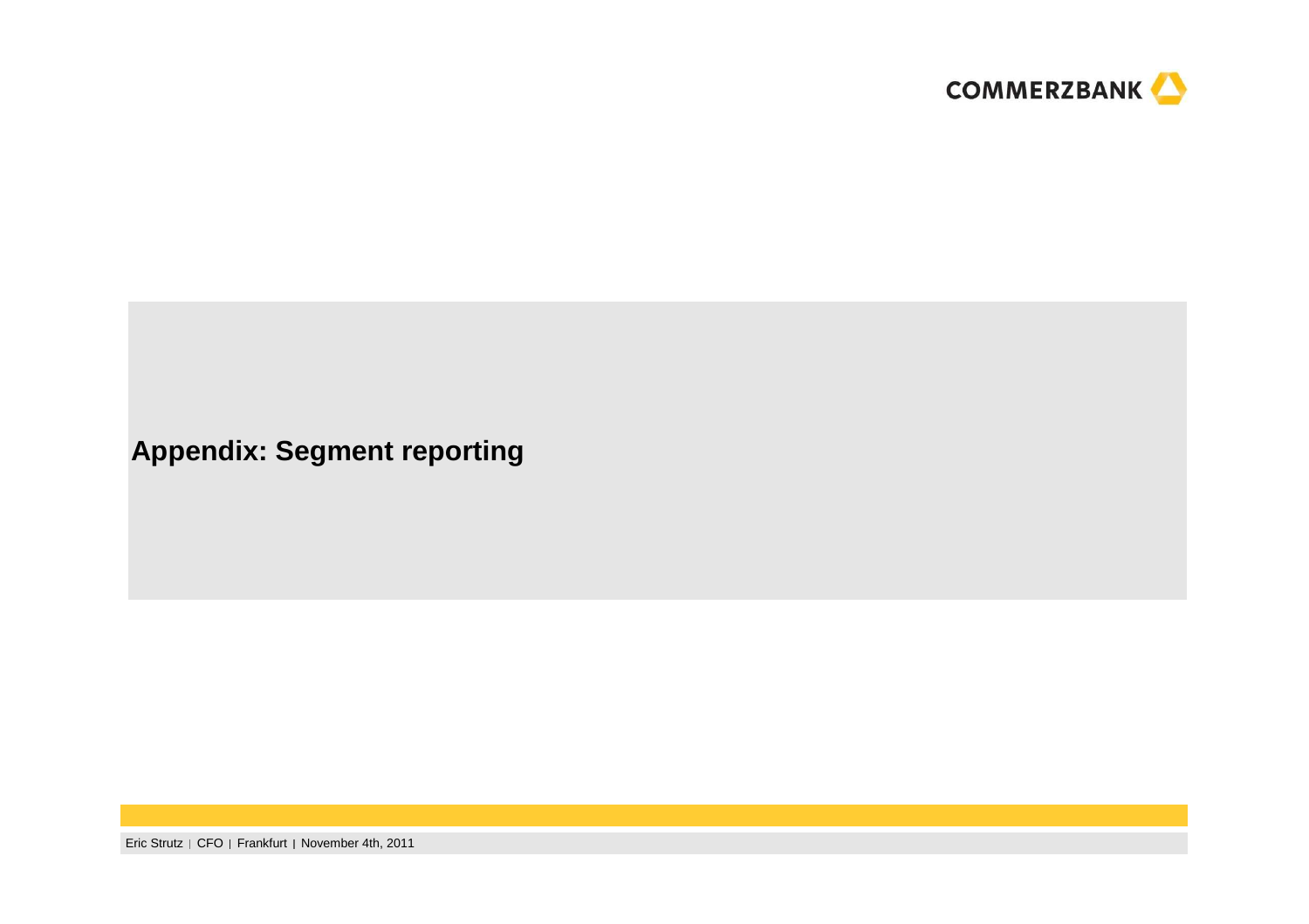# Appendix: Segment reporting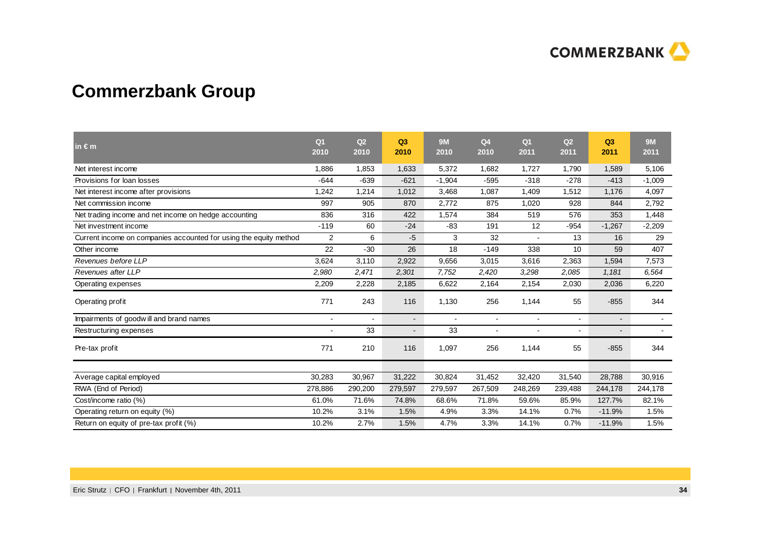# Commerzbank Group

| in € m | Q1 2010 | Q2 2010 | Q3 2010 | 9M 2010 | Q4 2010 | Q1 2011 | Q2 2011 | Q3 2011 | 9M 2011 |
|---|---|---|---|---|---|---|---|---|---|
| Net interest income | 1,886 | 1,853 | 1,633 | 5,372 | 1,682 | 1,727 | 1,790 | 1,589 | 5,106 |
| Provisions for loan losses | -644 | -639 | -621 | -1,904 | -595 | -318 | -278 | -413 | -1,009 |
| Net interest income after provisions | 1,242 | 1,214 | 1,012 | 3,468 | 1,087 | 1,409 | 1,512 | 1,176 | 4,097 |
| Net commission income | 997 | 905 | 870 | 2,772 | 875 | 1,020 | 928 | 844 | 2,792 |
| Net trading income and net income on hedge accounting | 836 | 316 | 422 | 1,574 | 384 | 519 | 576 | 353 | 1,448 |
| Net investment income | -119 | 60 | -24 | -83 | 191 | 12 | -954 | -1,267 | -2,209 |
| Current income on companies accounted for using the equity method | 2 | 6 | -5 | 3 | 32 | - | 13 | 16 | 29 |
| Other income | 22 | -30 | 26 | 18 | -149 | 338 | 10 | 59 | 407 |
| *Revenues before LLP* | 3,624 | 3,110 | 2,922 | 9,656 | 3,015 | 3,616 | 2,363 | 1,594 | 7,573 |
| *Revenues after LLP* | *2,980* | *2,471* | *2,301* | *7,752* | *2,420* | *3,298* | *2,085* | *1,181* | *6,564* |
| Operating expenses | 2,209 | 2,228 | 2,185 | 6,622 | 2,164 | 2,154 | 2,030 | 2,036 | 6,220 |
| Operating profit | 771 | 243 | 116 | 1,130 | 256 | 1,144 | 55 | -855 | 344 |
| Impairments of goodwill and brand names | - | - | - | - | - | - | - | - | - |
| Restructuring expenses | - | 33 | - | 33 | - | - | - | - | - |
| Pre-tax profit | 771 | 210 | 116 | 1,097 | 256 | 1,144 | 55 | -855 | 344 |
| | | | | | | | | | |
| Average capital employed | 30,283 | 30,967 | 31,222 | 30,824 | 31,452 | 32,420 | 31,540 | 28,788 | 30,916 |
| RWA (End of Period) | 278,886 | 290,200 | 279,597 | 279,597 | 267,509 | 248,269 | 239,488 | 244,178 | 244,178 |
| Cost/income ratio (%) | 61.0% | 71.6% | 74.8% | 68.6% | 71.8% | 59.6% | 85.9% | 127.7% | 82.1% |
| Operating return on equity (%) | 10.2% | 3.1% | 1.5% | 4.9% | 3.3% | 14.1% | 0.7% | -11.9% | 1.5% |
| Return on equity of pre-tax profit (%) | 10.2% | 2.7% | 1.5% | 4.7% | 3.3% | 14.1% | 0.7% | -11.9% | 1.5% |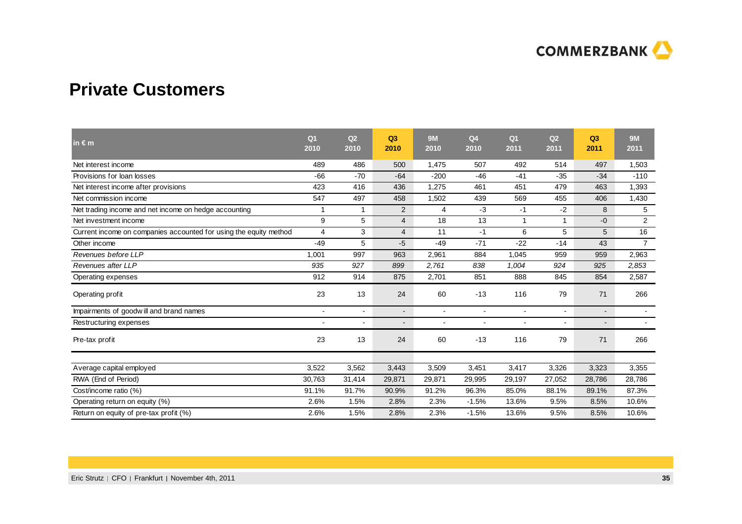## Private Customers

| in € m | Q1 2010 | Q2 2010 | Q3 2010 | 9M 2010 | Q4 2010 | Q1 2011 | Q2 2011 | Q3 2011 | 9M 2011 |
|---|---|---|---|---|---|---|---|---|---|
| Net interest income | 489 | 486 | 500 | 1,475 | 507 | 492 | 514 | 497 | 1,503 |
| Provisions for loan losses | -66 | -70 | -64 | -200 | -46 | -41 | -35 | -34 | -110 |
| Net interest income after provisions | 423 | 416 | 436 | 1,275 | 461 | 451 | 479 | 463 | 1,393 |
| Net commission income | 547 | 497 | 458 | 1,502 | 439 | 569 | 455 | 406 | 1,430 |
| Net trading income and net income on hedge accounting | 1 | 1 | 2 | 4 | -3 | -1 | -2 | 8 | 5 |
| Net investment income | 9 | 5 | 4 | 18 | 13 | 1 | 1 | -0 | 2 |
| Current income on companies accounted for using the equity method | 4 | 3 | 4 | 11 | -1 | 6 | 5 | 5 | 16 |
| Other income | -49 | 5 | -5 | -49 | -71 | -22 | -14 | 43 | 7 |
| *Revenues before LLP* | 1,001 | 997 | 963 | 2,961 | 884 | 1,045 | 959 | 959 | 2,963 |
| *Revenues after LLP* | *935* | *927* | *899* | *2,761* | *838* | *1,004* | *924* | *925* | *2,853* |
| Operating expenses | 912 | 914 | 875 | 2,701 | 851 | 888 | 845 | 854 | 2,587 |
| Operating profit | 23 | 13 | 24 | 60 | -13 | 116 | 79 | 71 | 266 |
| Impairments of goodwill and brand names | - | - | - | - | - | - | - | - | - |
| Restructuring expenses | - | - | - | - | - | - | - | - | - |
| Pre-tax profit | 23 | 13 | 24 | 60 | -13 | 116 | 79 | 71 | 266 |
| | | | | | | | | | |
| Average capital employed | 3,522 | 3,562 | 3,443 | 3,509 | 3,451 | 3,417 | 3,326 | 3,323 | 3,355 |
| RWA (End of Period) | 30,763 | 31,414 | 29,871 | 29,871 | 29,995 | 29,197 | 27,052 | 28,786 | 28,786 |
| Cost/income ratio (%) | 91.1% | 91.7% | 90.9% | 91.2% | 96.3% | 85.0% | 88.1% | 89.1% | 87.3% |
| Operating return on equity (%) | 2.6% | 1.5% | 2.8% | 2.3% | -1.5% | 13.6% | 9.5% | 8.5% | 10.6% |
| Return on equity of pre-tax profit (%) | 2.6% | 1.5% | 2.8% | 2.3% | -1.5% | 13.6% | 9.5% | 8.5% | 10.6% |

Eric Strutz | CFO | Frankfurt | November 4th, 2011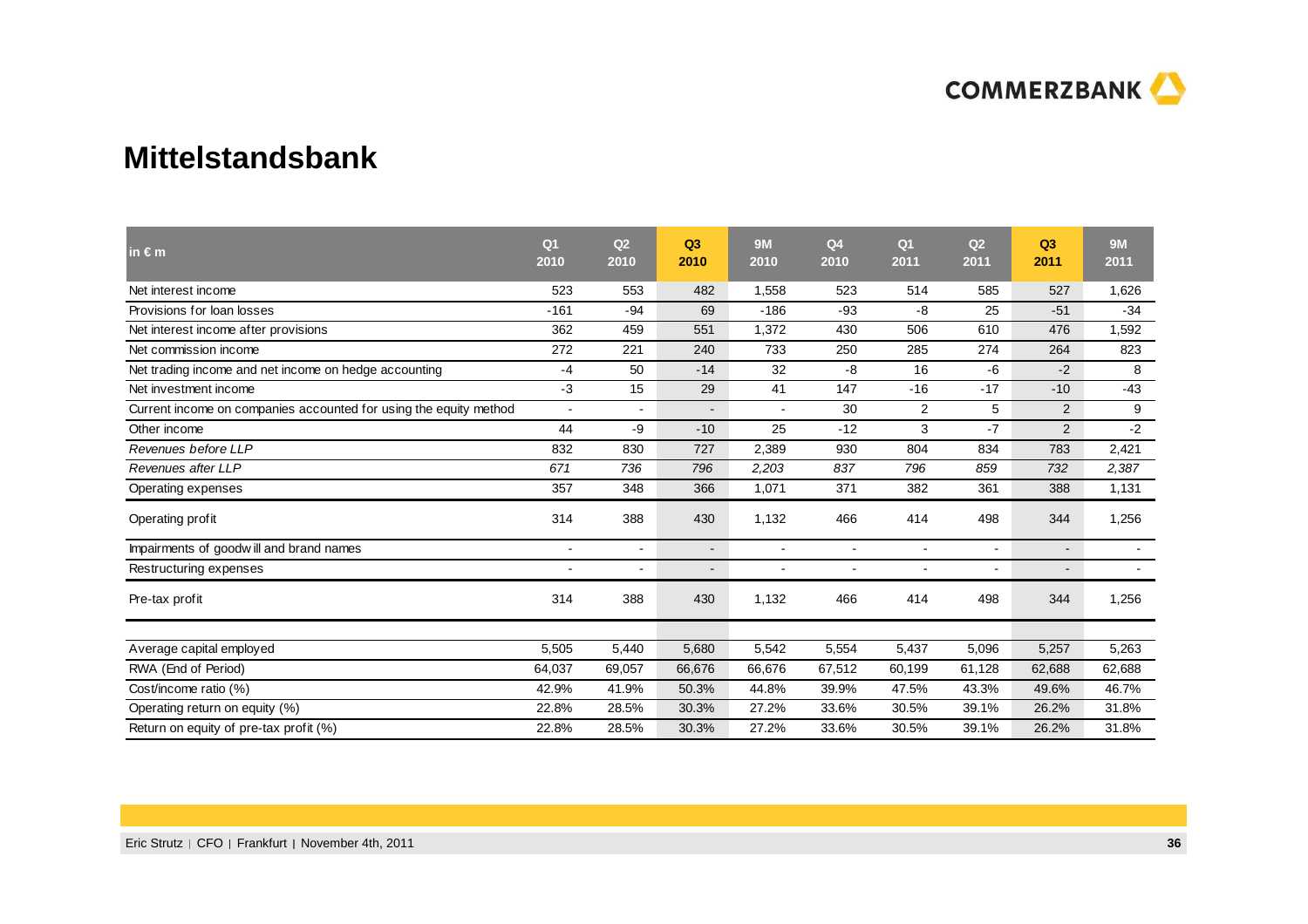# Mittelstandsbank

| in € m | Q1 2010 | Q2 2010 | Q3 2010 | 9M 2010 | Q4 2010 | Q1 2011 | Q2 2011 | Q3 2011 | 9M 2011 |
|---|---|---|---|---|---|---|---|---|---|
| Net interest income | 523 | 553 | 482 | 1,558 | 523 | 514 | 585 | 527 | 1,626 |
| Provisions for loan losses | -161 | -94 | 69 | -186 | -93 | -8 | 25 | -51 | -34 |
| Net interest income after provisions | 362 | 459 | 551 | 1,372 | 430 | 506 | 610 | 476 | 1,592 |
| Net commission income | 272 | 221 | 240 | 733 | 250 | 285 | 274 | 264 | 823 |
| Net trading income and net income on hedge accounting | -4 | 50 | -14 | 32 | -8 | 16 | -6 | -2 | 8 |
| Net investment income | -3 | 15 | 29 | 41 | 147 | -16 | -17 | -10 | -43 |
| Current income on companies accounted for using the equity method | - | - | - | - | 30 | 2 | 5 | 2 | 9 |
| Other income | 44 | -9 | -10 | 25 | -12 | 3 | -7 | 2 | -2 |
| *Revenues before LLP* | 832 | 830 | 727 | 2,389 | 930 | 804 | 834 | 783 | 2,421 |
| *Revenues after LLP* | *671* | *736* | *796* | *2,203* | *837* | *796* | *859* | *732* | *2,387* |
| Operating expenses | 357 | 348 | 366 | 1,071 | 371 | 382 | 361 | 388 | 1,131 |
| Operating profit | 314 | 388 | 430 | 1,132 | 466 | 414 | 498 | 344 | 1,256 |
| Impairments of goodwill and brand names | - | - | - | - | - | - | - | - | - |
| Restructuring expenses | - | - | - | - | - | - | - | - | - |
| Pre-tax profit | 314 | 388 | 430 | 1,132 | 466 | 414 | 498 | 344 | 1,256 |
| | | | | | | | | | |
| Average capital employed | 5,505 | 5,440 | 5,680 | 5,542 | 5,554 | 5,437 | 5,096 | 5,257 | 5,263 |
| RWA (End of Period) | 64,037 | 69,057 | 66,676 | 66,676 | 67,512 | 60,199 | 61,128 | 62,688 | 62,688 |
| Cost/income ratio (%) | 42.9% | 41.9% | 50.3% | 44.8% | 39.9% | 47.5% | 43.3% | 49.6% | 46.7% |
| Operating return on equity (%) | 22.8% | 28.5% | 30.3% | 27.2% | 33.6% | 30.5% | 39.1% | 26.2% | 31.8% |
| Return on equity of pre-tax profit (%) | 22.8% | 28.5% | 30.3% | 27.2% | 33.6% | 30.5% | 39.1% | 26.2% | 31.8% |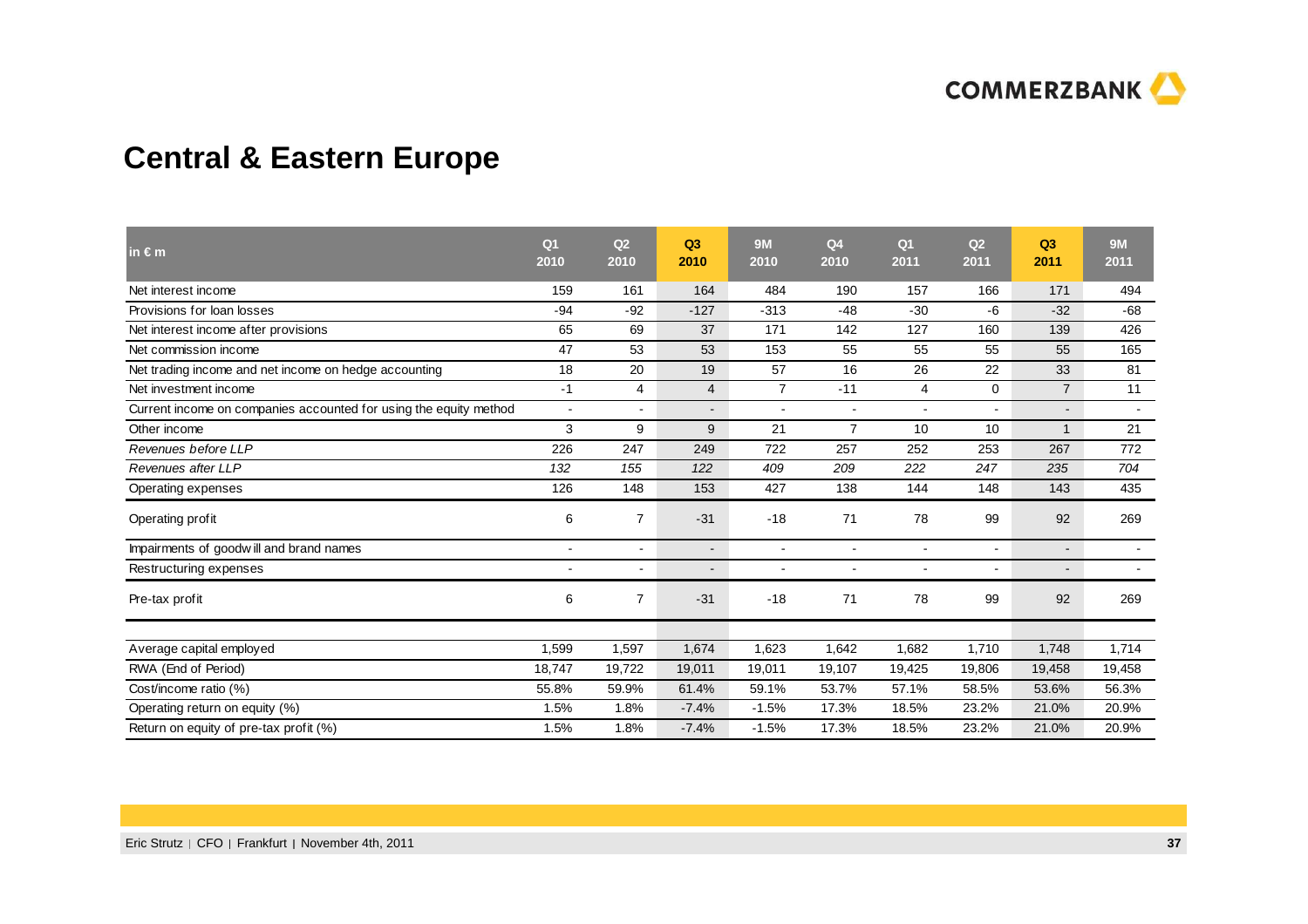# Central & Eastern Europe

| in € m | Q1 2010 | Q2 2010 | Q3 2010 | 9M 2010 | Q4 2010 | Q1 2011 | Q2 2011 | Q3 2011 | 9M 2011 |
|---|---|---|---|---|---|---|---|---|---|
| Net interest income | 159 | 161 | 164 | 484 | 190 | 157 | 166 | 171 | 494 |
| Provisions for loan losses | -94 | -92 | -127 | -313 | -48 | -30 | -6 | -32 | -68 |
| Net interest income after provisions | 65 | 69 | 37 | 171 | 142 | 127 | 160 | 139 | 426 |
| Net commission income | 47 | 53 | 53 | 153 | 55 | 55 | 55 | 55 | 165 |
| Net trading income and net income on hedge accounting | 18 | 20 | 19 | 57 | 16 | 26 | 22 | 33 | 81 |
| Net investment income | -1 | 4 | 4 | 7 | -11 | 4 | 0 | 7 | 11 |
| Current income on companies accounted for using the equity method | - | - | - | - | - | - | - | - | - |
| Other income | 3 | 9 | 9 | 21 | 7 | 10 | 10 | 1 | 21 |
| *Revenues before LLP* | 226 | 247 | 249 | 722 | 257 | 252 | 253 | 267 | 772 |
| *Revenues after LLP* | *132* | *155* | *122* | *409* | *209* | *222* | *247* | *235* | *704* |
| Operating expenses | 126 | 148 | 153 | 427 | 138 | 144 | 148 | 143 | 435 |
| Operating profit | 6 | 7 | -31 | -18 | 71 | 78 | 99 | 92 | 269 |
| Impairments of goodwill and brand names | - | - | - | - | - | - | - | - | - |
| Restructuring expenses | - | - | - | - | - | - | - | - | - |
| Pre-tax profit | 6 | 7 | -31 | -18 | 71 | 78 | 99 | 92 | 269 |
| | | | | | | | | | |
| Average capital employed | 1,599 | 1,597 | 1,674 | 1,623 | 1,642 | 1,682 | 1,710 | 1,748 | 1,714 |
| RWA (End of Period) | 18,747 | 19,722 | 19,011 | 19,011 | 19,107 | 19,425 | 19,806 | 19,458 | 19,458 |
| Cost/income ratio (%) | 55.8% | 59.9% | 61.4% | 59.1% | 53.7% | 57.1% | 58.5% | 53.6% | 56.3% |
| Operating return on equity (%) | 1.5% | 1.8% | -7.4% | -1.5% | 17.3% | 18.5% | 23.2% | 21.0% | 20.9% |
| Return on equity of pre-tax profit (%) | 1.5% | 1.8% | -7.4% | -1.5% | 17.3% | 18.5% | 23.2% | 21.0% | 20.9% |

Eric Strutz | CFO | Frankfurt | November 4th, 2011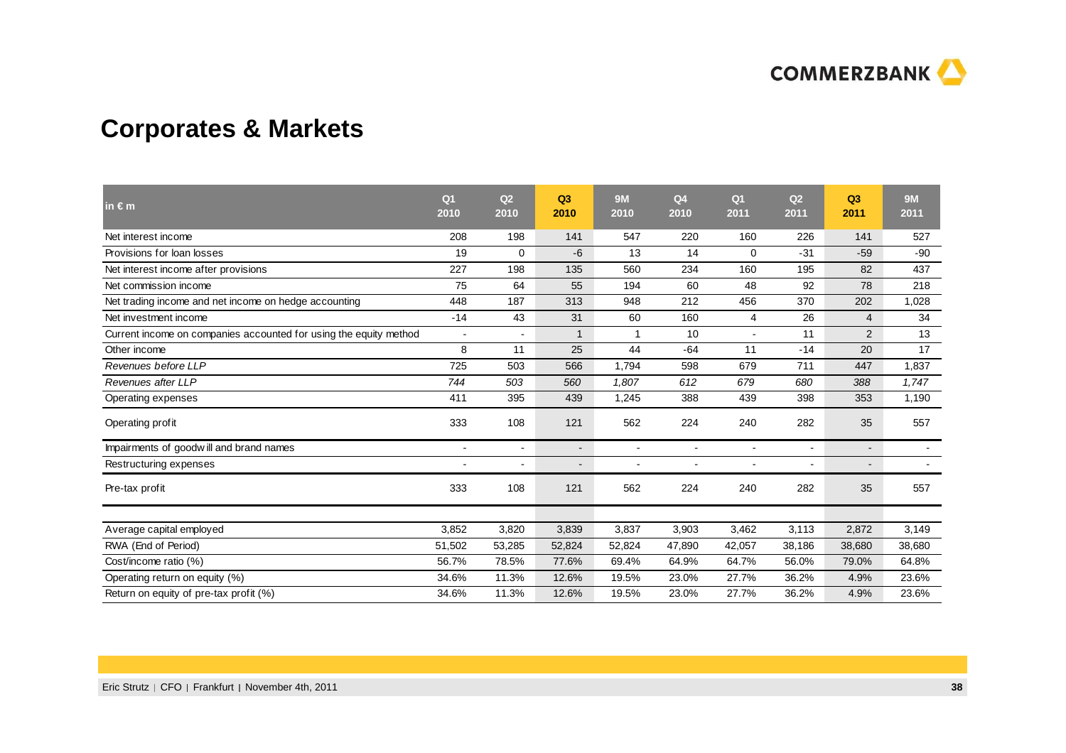# Corporates & Markets

| in € m | Q1 2010 | Q2 2010 | Q3 2010 | 9M 2010 | Q4 2010 | Q1 2011 | Q2 2011 | Q3 2011 | 9M 2011 |
|---|---|---|---|---|---|---|---|---|---|
| Net interest income | 208 | 198 | 141 | 547 | 220 | 160 | 226 | 141 | 527 |
| Provisions for loan losses | 19 | 0 | -6 | 13 | 14 | 0 | -31 | -59 | -90 |
| Net interest income after provisions | 227 | 198 | 135 | 560 | 234 | 160 | 195 | 82 | 437 |
| Net commission income | 75 | 64 | 55 | 194 | 60 | 48 | 92 | 78 | 218 |
| Net trading income and net income on hedge accounting | 448 | 187 | 313 | 948 | 212 | 456 | 370 | 202 | 1,028 |
| Net investment income | -14 | 43 | 31 | 60 | 160 | 4 | 26 | 4 | 34 |
| Current income on companies accounted for using the equity method | - | - | 1 | 1 | 10 | - | 11 | 2 | 13 |
| Other income | 8 | 11 | 25 | 44 | -64 | 11 | -14 | 20 | 17 |
| *Revenues before LLP* | 725 | 503 | 566 | 1,794 | 598 | 679 | 711 | 447 | 1,837 |
| *Revenues after LLP* | *744* | *503* | *560* | *1,807* | *612* | *679* | *680* | *388* | *1,747* |
| Operating expenses | 411 | 395 | 439 | 1,245 | 388 | 439 | 398 | 353 | 1,190 |
| Operating profit | 333 | 108 | 121 | 562 | 224 | 240 | 282 | 35 | 557 |
| Impairments of goodwill and brand names | - | - | - | - | - | - | - | - | - |
| Restructuring expenses | - | - | - | - | - | - | - | - | - |
| Pre-tax profit | 333 | 108 | 121 | 562 | 224 | 240 | 282 | 35 | 557 |
| | | | | | | | | | |
| Average capital employed | 3,852 | 3,820 | 3,839 | 3,837 | 3,903 | 3,462 | 3,113 | 2,872 | 3,149 |
| RWA (End of Period) | 51,502 | 53,285 | 52,824 | 52,824 | 47,890 | 42,057 | 38,186 | 38,680 | 38,680 |
| Cost/income ratio (%) | 56.7% | 78.5% | 77.6% | 69.4% | 64.9% | 64.7% | 56.0% | 79.0% | 64.8% |
| Operating return on equity (%) | 34.6% | 11.3% | 12.6% | 19.5% | 23.0% | 27.7% | 36.2% | 4.9% | 23.6% |
| Return on equity of pre-tax profit (%) | 34.6% | 11.3% | 12.6% | 19.5% | 23.0% | 27.7% | 36.2% | 4.9% | 23.6% |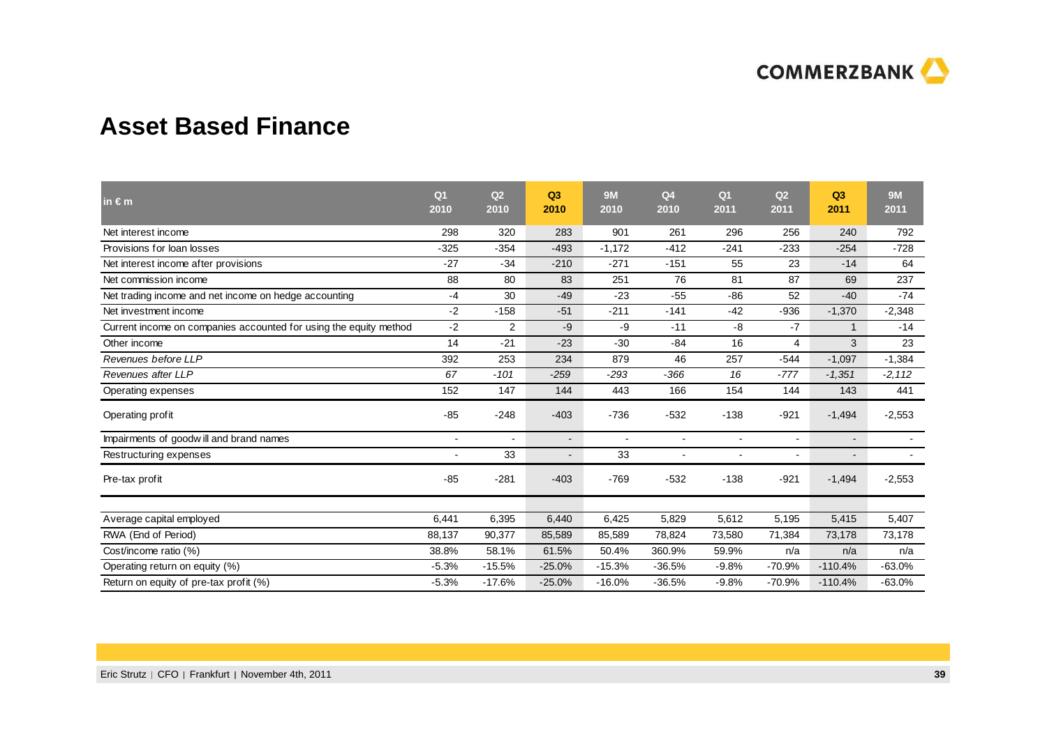## Asset Based Finance

| in € m | Q1 2010 | Q2 2010 | Q3 2010 | 9M 2010 | Q4 2010 | Q1 2011 | Q2 2011 | Q3 2011 | 9M 2011 |
|---|---|---|---|---|---|---|---|---|---|
| Net interest income | 298 | 320 | 283 | 901 | 261 | 296 | 256 | 240 | 792 |
| Provisions for loan losses | -325 | -354 | -493 | -1,172 | -412 | -241 | -233 | -254 | -728 |
| Net interest income after provisions | -27 | -34 | -210 | -271 | -151 | 55 | 23 | -14 | 64 |
| Net commission income | 88 | 80 | 83 | 251 | 76 | 81 | 87 | 69 | 237 |
| Net trading income and net income on hedge accounting | -4 | 30 | -49 | -23 | -55 | -86 | 52 | -40 | -74 |
| Net investment income | -2 | -158 | -51 | -211 | -141 | -42 | -936 | -1,370 | -2,348 |
| Current income on companies accounted for using the equity method | -2 | 2 | -9 | -9 | -11 | -8 | -7 | 1 | -14 |
| Other income | 14 | -21 | -23 | -30 | -84 | 16 | 4 | 3 | 23 |
| *Revenues before LLP* | 392 | 253 | 234 | 879 | 46 | 257 | -544 | -1,097 | -1,384 |
| *Revenues after LLP* | *67* | *-101* | *-259* | *-293* | *-366* | *16* | *-777* | *-1,351* | *-2,112* |
| Operating expenses | 152 | 147 | 144 | 443 | 166 | 154 | 144 | 143 | 441 |
| Operating profit | -85 | -248 | -403 | -736 | -532 | -138 | -921 | -1,494 | -2,553 |
| Impairments of goodwill and brand names | - | - | - | - | - | - | - | - | - |
| Restructuring expenses | - | 33 | - | 33 | - | - | - | - | - |
| Pre-tax profit | -85 | -281 | -403 | -769 | -532 | -138 | -921 | -1,494 | -2,553 |
| | | | | | | | | | |
| Average capital employed | 6,441 | 6,395 | 6,440 | 6,425 | 5,829 | 5,612 | 5,195 | 5,415 | 5,407 |
| RWA (End of Period) | 88,137 | 90,377 | 85,589 | 85,589 | 78,824 | 73,580 | 71,384 | 73,178 | 73,178 |
| Cost/income ratio (%) | 38.8% | 58.1% | 61.5% | 50.4% | 360.9% | 59.9% | n/a | n/a | n/a |
| Operating return on equity (%) | -5.3% | -15.5% | -25.0% | -15.3% | -36.5% | -9.8% | -70.9% | -110.4% | -63.0% |
| Return on equity of pre-tax profit (%) | -5.3% | -17.6% | -25.0% | -16.0% | -36.5% | -9.8% | -70.9% | -110.4% | -63.0% |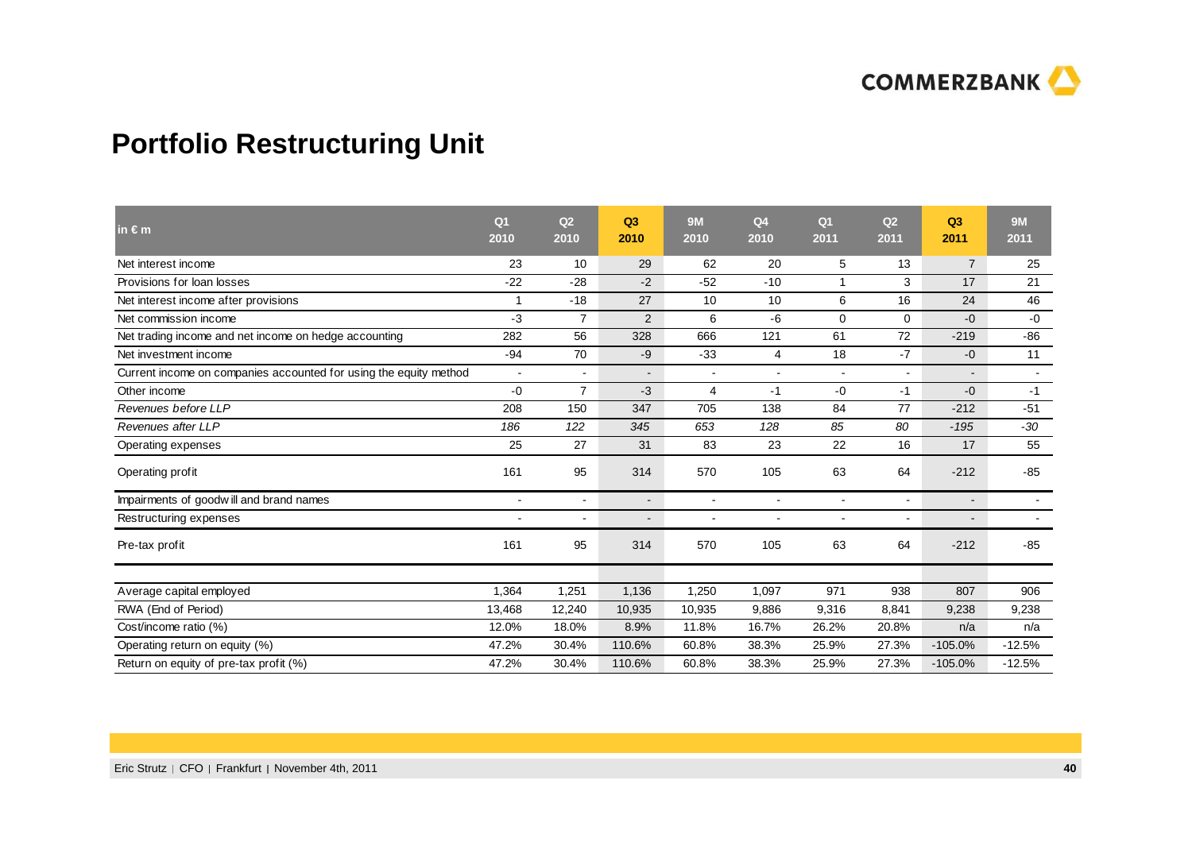# Portfolio Restructuring Unit

| in € m | Q1 2010 | Q2 2010 | Q3 2010 | 9M 2010 | Q4 2010 | Q1 2011 | Q2 2011 | Q3 2011 | 9M 2011 |
|---|---|---|---|---|---|---|---|---|---|
| Net interest income | 23 | 10 | 29 | 62 | 20 | 5 | 13 | 7 | 25 |
| Provisions for loan losses | -22 | -28 | -2 | -52 | -10 | 1 | 3 | 17 | 21 |
| Net interest income after provisions | 1 | -18 | 27 | 10 | 10 | 6 | 16 | 24 | 46 |
| Net commission income | -3 | 7 | 2 | 6 | -6 | 0 | 0 | -0 | -0 |
| Net trading income and net income on hedge accounting | 282 | 56 | 328 | 666 | 121 | 61 | 72 | -219 | -86 |
| Net investment income | -94 | 70 | -9 | -33 | 4 | 18 | -7 | -0 | 11 |
| Current income on companies accounted for using the equity method | - | - | - | - | - | - | - | - | - |
| Other income | -0 | 7 | -3 | 4 | -1 | -0 | -1 | -0 | -1 |
| *Revenues before LLP* | 208 | 150 | 347 | 705 | 138 | 84 | 77 | -212 | -51 |
| *Revenues after LLP* | *186* | *122* | *345* | *653* | *128* | *85* | *80* | *-195* | *-30* |
| Operating expenses | 25 | 27 | 31 | 83 | 23 | 22 | 16 | 17 | 55 |
| Operating profit | 161 | 95 | 314 | 570 | 105 | 63 | 64 | -212 | -85 |
| Impairments of goodwill and brand names | - | - | - | - | - | - | - | - | - |
| Restructuring expenses | - | - | - | - | - | - | - | - | - |
| Pre-tax profit | 161 | 95 | 314 | 570 | 105 | 63 | 64 | -212 | -85 |
| | | | | | | | | | |
| Average capital employed | 1,364 | 1,251 | 1,136 | 1,250 | 1,097 | 971 | 938 | 807 | 906 |
| RWA (End of Period) | 13,468 | 12,240 | 10,935 | 10,935 | 9,886 | 9,316 | 8,841 | 9,238 | 9,238 |
| Cost/income ratio (%) | 12.0% | 18.0% | 8.9% | 11.8% | 16.7% | 26.2% | 20.8% | n/a | n/a |
| Operating return on equity (%) | 47.2% | 30.4% | 110.6% | 60.8% | 38.3% | 25.9% | 27.3% | -105.0% | -12.5% |
| Return on equity of pre-tax profit (%) | 47.2% | 30.4% | 110.6% | 60.8% | 38.3% | 25.9% | 27.3% | -105.0% | -12.5% |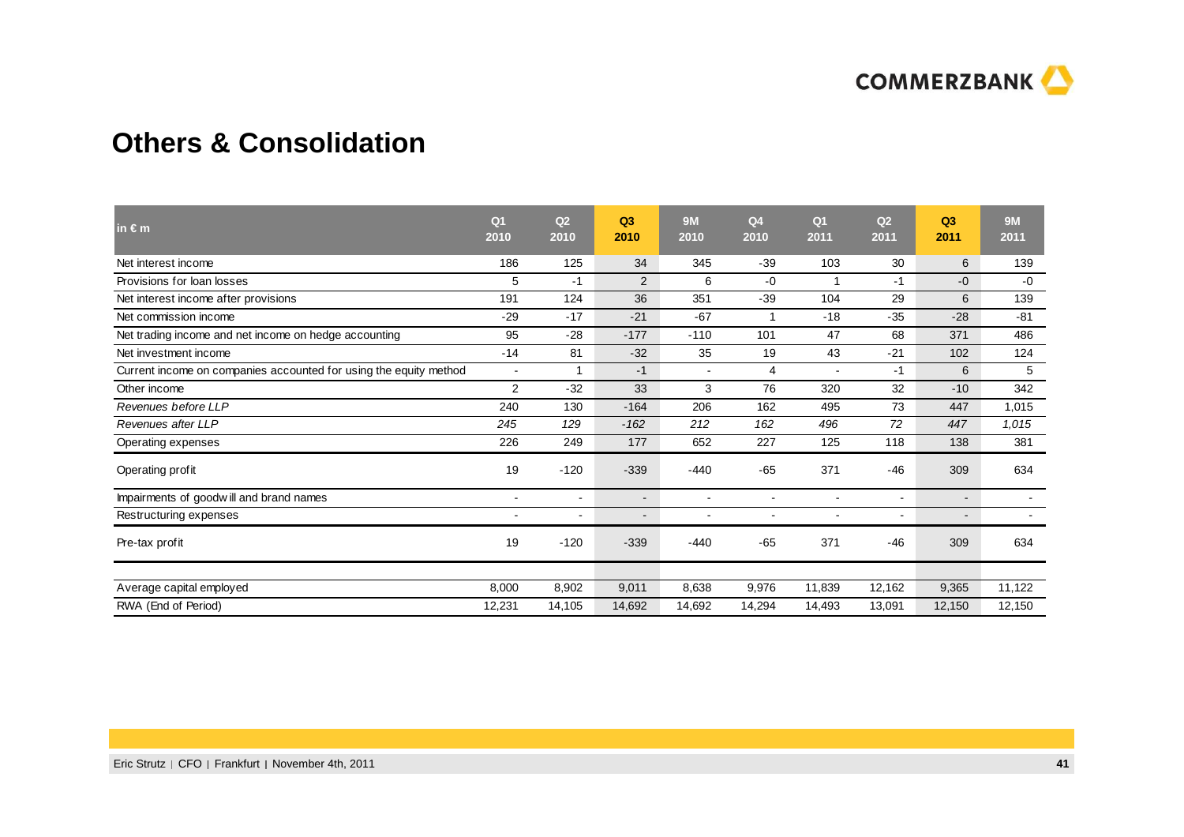# Others & Consolidation

| in € m | Q1 2010 | Q2 2010 | Q3 2010 | 9M 2010 | Q4 2010 | Q1 2011 | Q2 2011 | Q3 2011 | 9M 2011 |
|---|---|---|---|---|---|---|---|---|---|
| Net interest income | 186 | 125 | 34 | 345 | -39 | 103 | 30 | 6 | 139 |
| Provisions for loan losses | 5 | -1 | 2 | 6 | -0 | 1 | -1 | -0 | -0 |
| Net interest income after provisions | 191 | 124 | 36 | 351 | -39 | 104 | 29 | 6 | 139 |
| Net commission income | -29 | -17 | -21 | -67 | 1 | -18 | -35 | -28 | -81 |
| Net trading income and net income on hedge accounting | 95 | -28 | -177 | -110 | 101 | 47 | 68 | 371 | 486 |
| Net investment income | -14 | 81 | -32 | 35 | 19 | 43 | -21 | 102 | 124 |
| Current income on companies accounted for using the equity method | - | 1 | -1 | - | 4 | - | -1 | 6 | 5 |
| Other income | 2 | -32 | 33 | 3 | 76 | 320 | 32 | -10 | 342 |
| *Revenues before LLP* | 240 | 130 | -164 | 206 | 162 | 495 | 73 | 447 | 1,015 |
| *Revenues after LLP* | *245* | *129* | *-162* | *212* | *162* | *496* | *72* | *447* | *1,015* |
| Operating expenses | 226 | 249 | 177 | 652 | 227 | 125 | 118 | 138 | 381 |
| Operating profit | 19 | -120 | -339 | -440 | -65 | 371 | -46 | 309 | 634 |
| Impairments of goodwill and brand names | - | - | - | - | - | - | - | - | - |
| Restructuring expenses | - | - | - | - | - | - | - | - | - |
| Pre-tax profit | 19 | -120 | -339 | -440 | -65 | 371 | -46 | 309 | 634 |
| | | | | | | | | | |
| Average capital employed | 8,000 | 8,902 | 9,011 | 8,638 | 9,976 | 11,839 | 12,162 | 9,365 | 11,122 |
| RWA (End of Period) | 12,231 | 14,105 | 14,692 | 14,692 | 14,294 | 14,493 | 13,091 | 12,150 | 12,150 |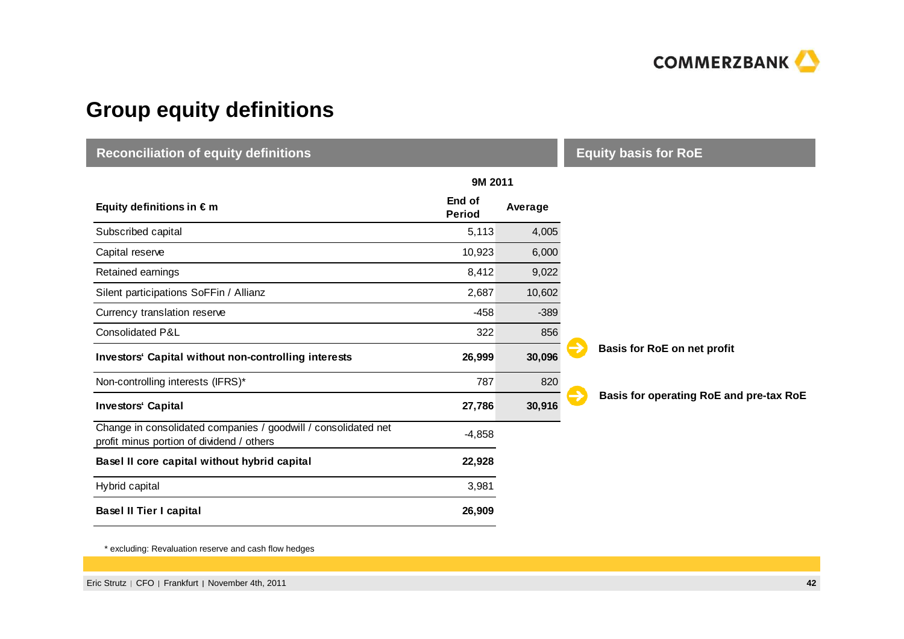# Group equity definitions

## Reconciliation of equity definitions

| Equity definitions in € m | 9M 2011 End of Period | 9M 2011 Average |
|---|---|---|
| Subscribed capital | 5,113 | 4,005 |
| Capital reserve | 10,923 | 6,000 |
| Retained earnings | 8,412 | 9,022 |
| Silent participations SoFFin / Allianz | 2,687 | 10,602 |
| Currency translation reserve | -458 | -389 |
| Consolidated P&L | 322 | 856 |
| **Investors' Capital without non-controlling interests** | **26,999** | **30,096** |
| Non-controlling interests (IFRS)* | 787 | 820 |
| **Investors' Capital** | **27,786** | **30,916** |
| Change in consolidated companies / goodwill / consolidated net profit minus portion of dividend / others | -4,858 | |
| **Basel II core capital without hybrid capital** | **22,928** | |
| Hybrid capital | 3,981 | |
| **Basel II Tier I capital** | **26,909** | |

## Equity basis for RoE

- **Basis for RoE on net profit** (Investors' Capital without non-controlling interests)
- **Basis for operating RoE and pre-tax RoE** (Investors' Capital)

\* excluding: Revaluation reserve and cash flow hedges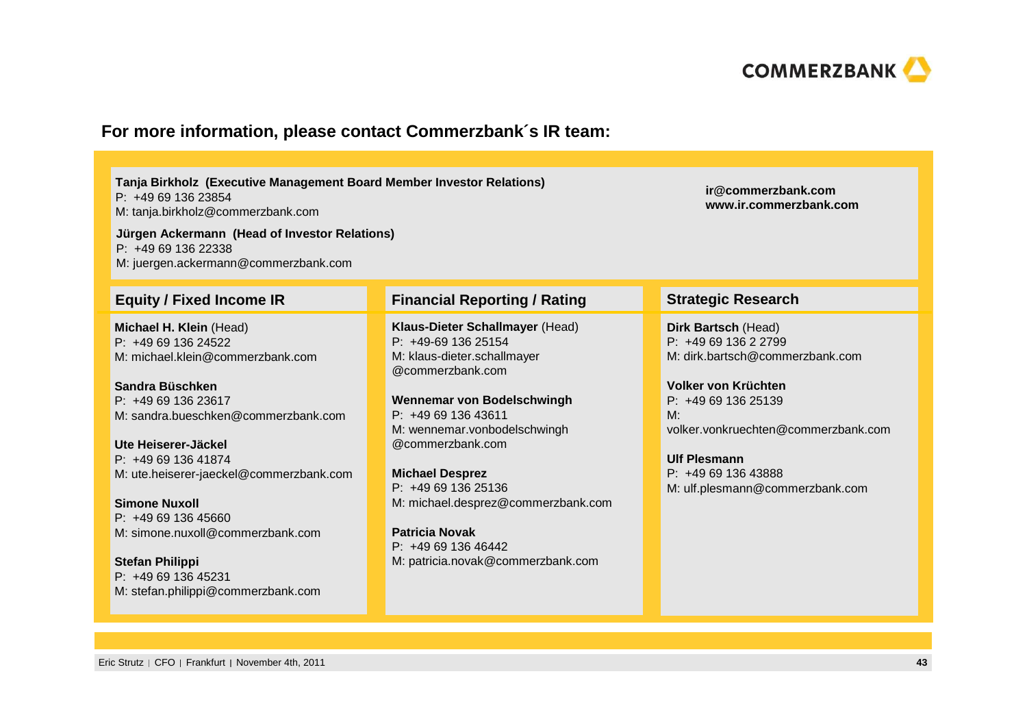## For more information, please contact Commerzbank´s IR team:

**Tanja Birkholz (Executive Management Board Member Investor Relations)**
P: +49 69 136 23854
M: tanja.birkholz@commerzbank.com

**Jürgen Ackermann (Head of Investor Relations)**
P: +49 69 136 22338
M: juergen.ackermann@commerzbank.com

**ir@commerzbank.com**
**www.ir.commerzbank.com**

### Equity / Fixed Income IR

**Michael H. Klein** (Head)
P: +49 69 136 24522
M: michael.klein@commerzbank.com

**Sandra Büschken**
P: +49 69 136 23617
M: sandra.bueschken@commerzbank.com

**Ute Heiserer-Jäckel**
P: +49 69 136 41874
M: ute.heiserer-jaeckel@commerzbank.com

**Simone Nuxoll**
P: +49 69 136 45660
M: simone.nuxoll@commerzbank.com

**Stefan Philippi**
P: +49 69 136 45231
M: stefan.philippi@commerzbank.com

### Financial Reporting / Rating

**Klaus-Dieter Schallmayer** (Head)
P: +49-69 136 25154
M: klaus-dieter.schallmayer@commerzbank.com

**Wennemar von Bodelschwingh**
P: +49 69 136 43611
M: wennemar.vonbodelschwingh@commerzbank.com

**Michael Desprez**
P: +49 69 136 25136
M: michael.desprez@commerzbank.com

**Patricia Novak**
P: +49 69 136 46442
M: patricia.novak@commerzbank.com

### Strategic Research

**Dirk Bartsch** (Head)
P: +49 69 136 2 2799
M: dirk.bartsch@commerzbank.com

**Volker von Krüchten**
P: +49 69 136 25139
M: volker.vonkruechten@commerzbank.com

**Ulf Plesmann**
P: +49 69 136 43888
M: ulf.plesmann@commerzbank.com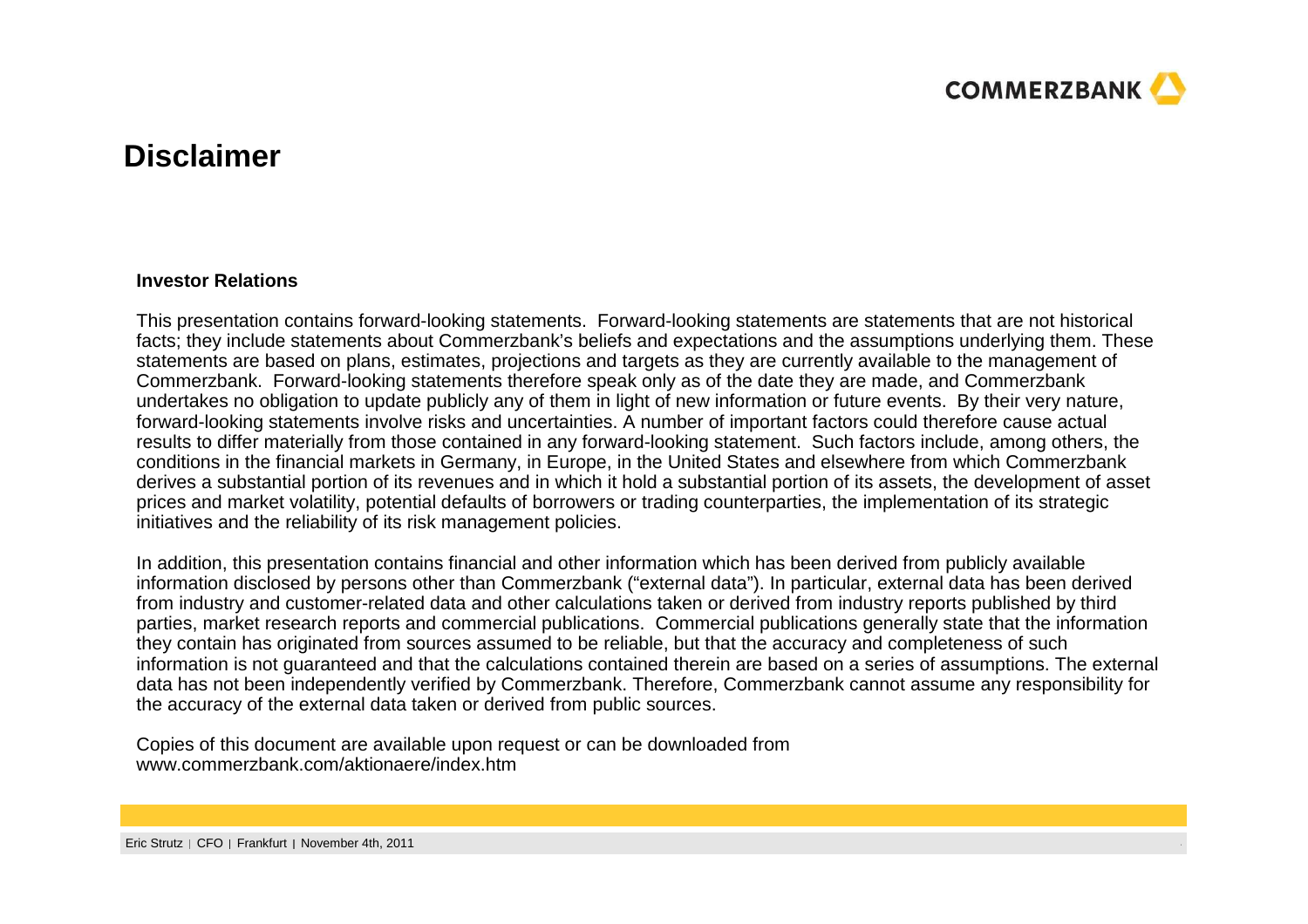# Disclaimer

**Investor Relations**

This presentation contains forward-looking statements. Forward-looking statements are statements that are not historical facts; they include statements about Commerzbank's beliefs and expectations and the assumptions underlying them. These statements are based on plans, estimates, projections and targets as they are currently available to the management of Commerzbank. Forward-looking statements therefore speak only as of the date they are made, and Commerzbank undertakes no obligation to update publicly any of them in light of new information or future events. By their very nature, forward-looking statements involve risks and uncertainties. A number of important factors could therefore cause actual results to differ materially from those contained in any forward-looking statement. Such factors include, among others, the conditions in the financial markets in Germany, in Europe, in the United States and elsewhere from which Commerzbank derives a substantial portion of its revenues and in which it hold a substantial portion of its assets, the development of asset prices and market volatility, potential defaults of borrowers or trading counterparties, the implementation of its strategic initiatives and the reliability of its risk management policies.

In addition, this presentation contains financial and other information which has been derived from publicly available information disclosed by persons other than Commerzbank ("external data"). In particular, external data has been derived from industry and customer-related data and other calculations taken or derived from industry reports published by third parties, market research reports and commercial publications. Commercial publications generally state that the information they contain has originated from sources assumed to be reliable, but that the accuracy and completeness of such information is not guaranteed and that the calculations contained therein are based on a series of assumptions. The external data has not been independently verified by Commerzbank. Therefore, Commerzbank cannot assume any responsibility for the accuracy of the external data taken or derived from public sources.

Copies of this document are available upon request or can be downloaded from www.commerzbank.com/aktionaere/index.htm